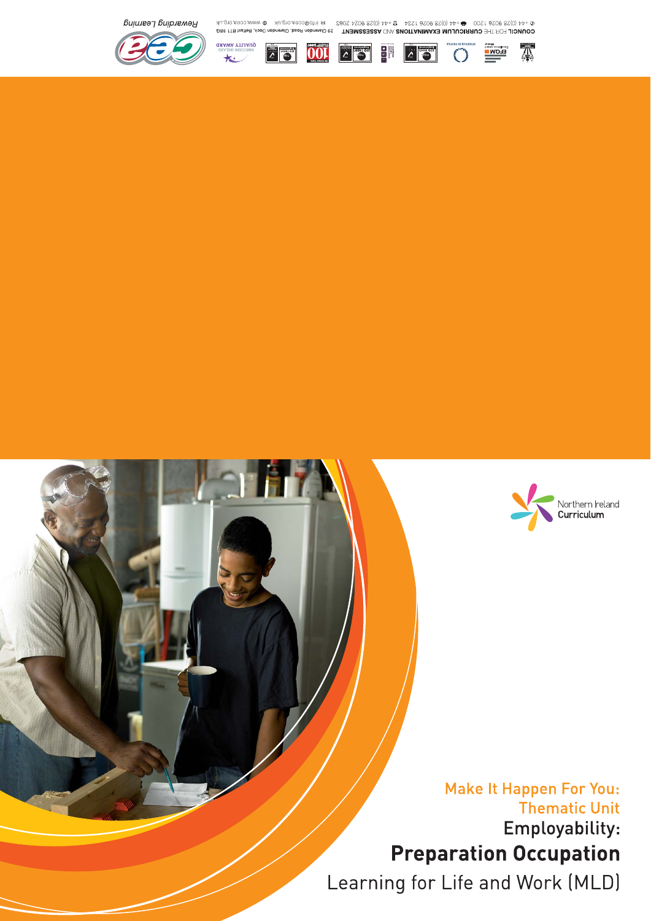Make It Happen For You: Thematic Unit

# Employability: Preparation Occupation

Learning for Life and Work (MLD)

Northern Ireland Curriculum

COUNCIL FOR THE CURRICULUM EXAMINATIONS AND ASSESSMENT 29 Clarendon Road, Clarendon Dock, Belfast BT1 3BG

+44 (0)28 9026 1200 +44 (0)28 9026 1234 +44 (0)28 9024 2063 info@ccea.org.uk www.ccea.org.uk

Rewarding Learning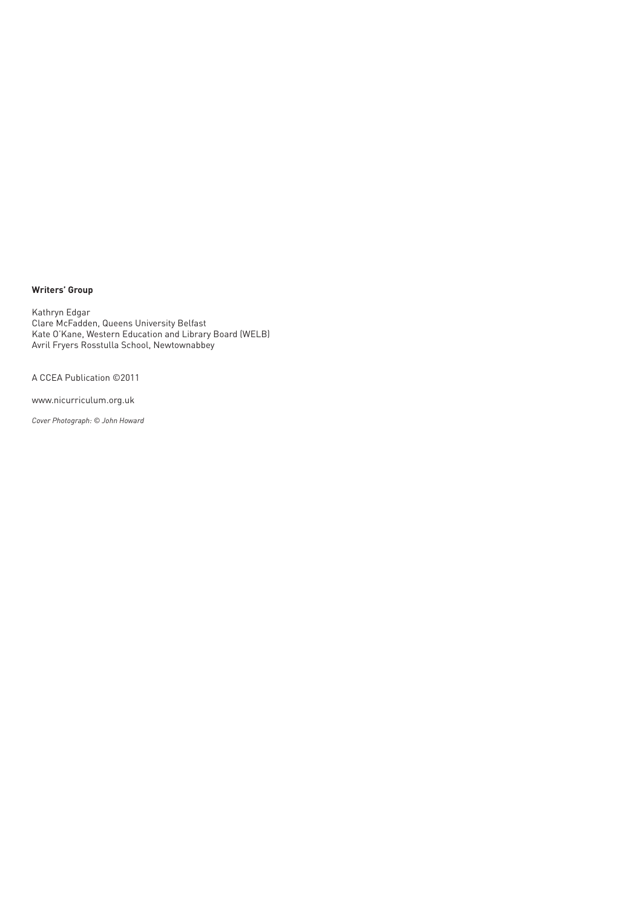**Writers' Group**

Kathryn Edgar  
Clare McFadden, Queens University Belfast  
Kate O'Kane, Western Education and Library Board (WELB)  
Avril Fryers Rosstulla School, Newtownabbey

A CCEA Publication ©2011

www.nicurriculum.org.uk

*Cover Photograph: © John Howard*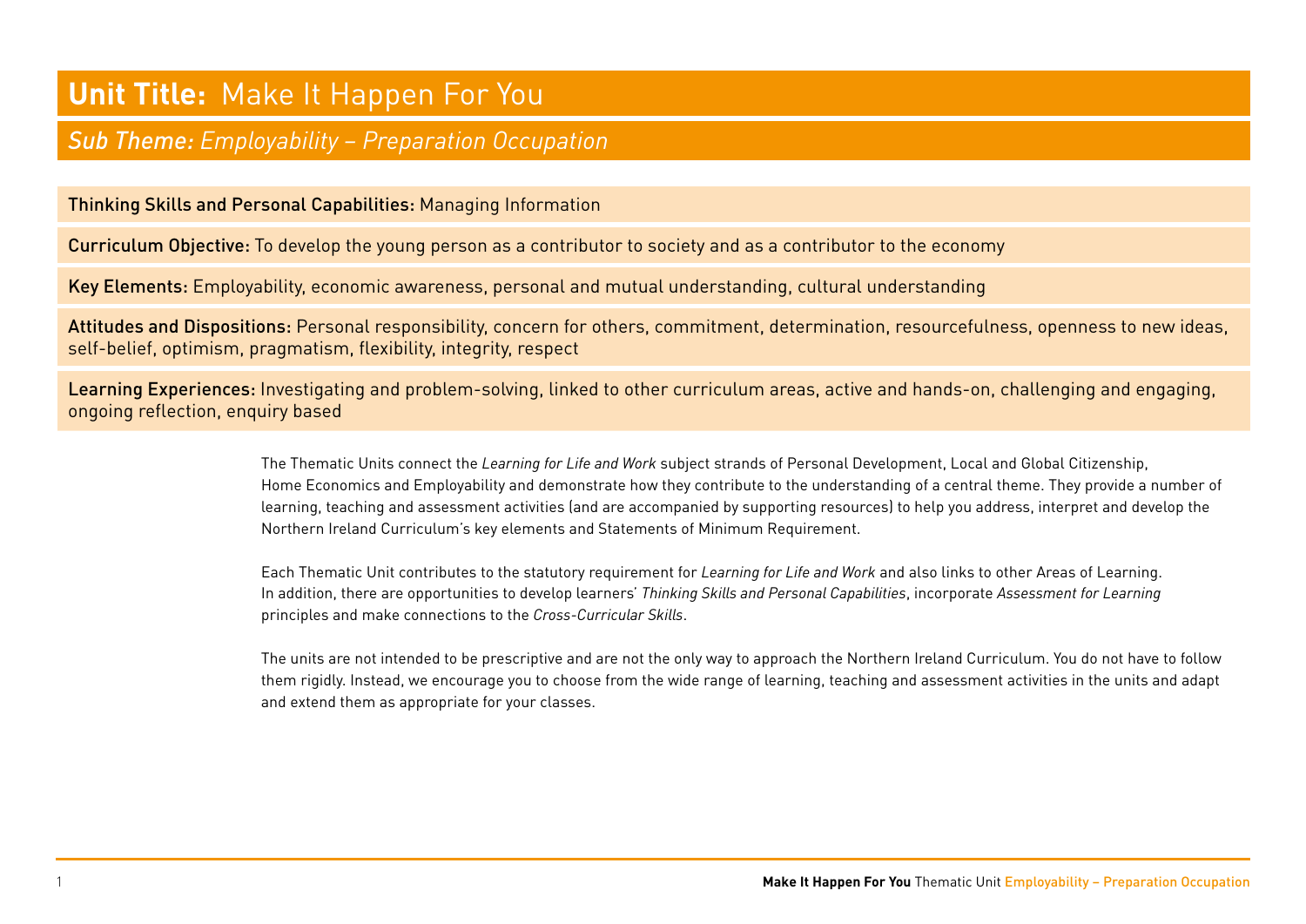# Unit Title: Make It Happen For You

## *Sub Theme: Employability – Preparation Occupation*

**Thinking Skills and Personal Capabilities:** Managing Information

**Curriculum Objective:** To develop the young person as a contributor to society and as a contributor to the economy

**Key Elements:** Employability, economic awareness, personal and mutual understanding, cultural understanding

**Attitudes and Dispositions:** Personal responsibility, concern for others, commitment, determination, resourcefulness, openness to new ideas, self-belief, optimism, pragmatism, flexibility, integrity, respect

**Learning Experiences:** Investigating and problem-solving, linked to other curriculum areas, active and hands-on, challenging and engaging, ongoing reflection, enquiry based

The Thematic Units connect the *Learning for Life and Work* subject strands of Personal Development, Local and Global Citizenship, Home Economics and Employability and demonstrate how they contribute to the understanding of a central theme. They provide a number of learning, teaching and assessment activities (and are accompanied by supporting resources) to help you address, interpret and develop the Northern Ireland Curriculum's key elements and Statements of Minimum Requirement.

Each Thematic Unit contributes to the statutory requirement for *Learning for Life and Work* and also links to other Areas of Learning. In addition, there are opportunities to develop learners' *Thinking Skills and Personal Capabilities*, incorporate *Assessment for Learning* principles and make connections to the *Cross-Curricular Skills*.

The units are not intended to be prescriptive and are not the only way to approach the Northern Ireland Curriculum. You do not have to follow them rigidly. Instead, we encourage you to choose from the wide range of learning, teaching and assessment activities in the units and adapt and extend them as appropriate for your classes.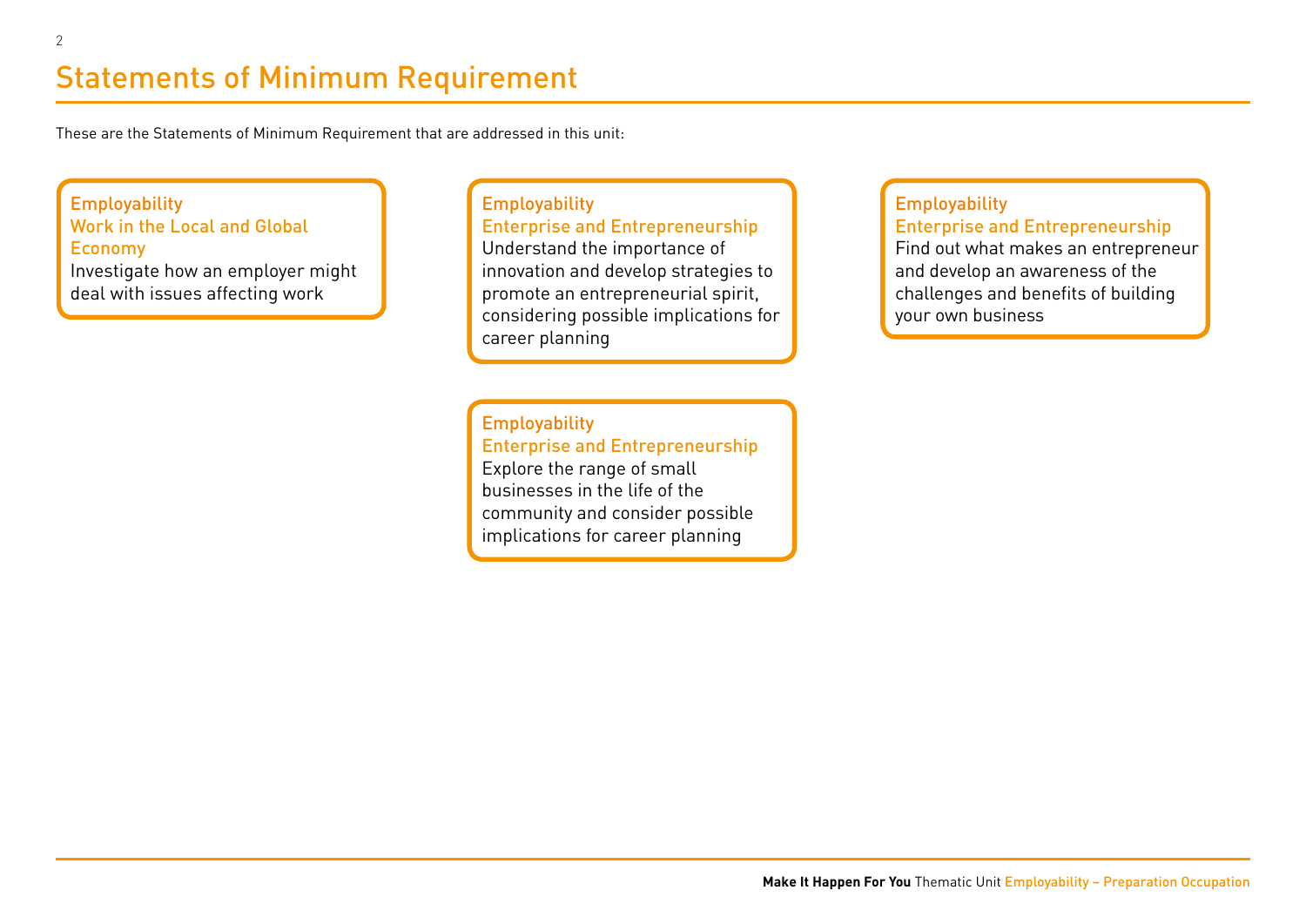# Statements of Minimum Requirement

These are the Statements of Minimum Requirement that are addressed in this unit:

**Employability**
**Work in the Local and Global Economy**
Investigate how an employer might deal with issues affecting work

**Employability**
**Enterprise and Entrepreneurship**
Understand the importance of innovation and develop strategies to promote an entrepreneurial spirit, considering possible implications for career planning

**Employability**
**Enterprise and Entrepreneurship**
Explore the range of small businesses in the life of the community and consider possible implications for career planning

**Employability**
**Enterprise and Entrepreneurship**
Find out what makes an entrepreneur and develop an awareness of the challenges and benefits of building your own business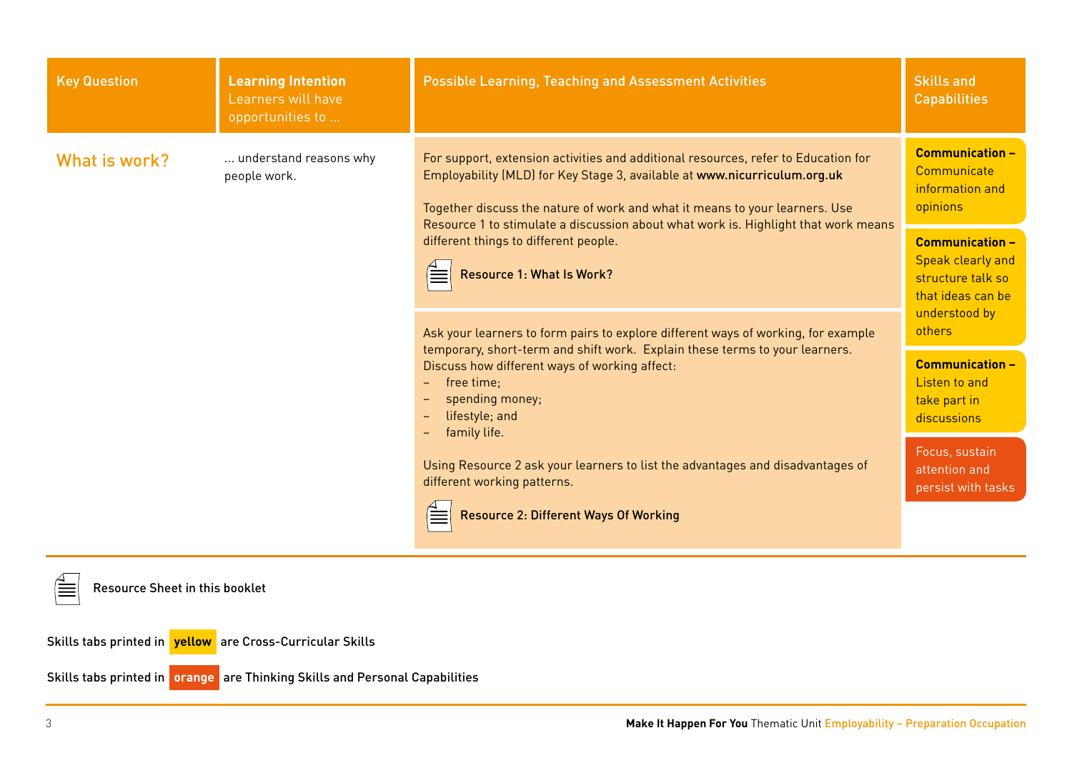| Key Question | Learning Intention<br>Learners will have opportunities to … | Possible Learning, Teaching and Assessment Activities | Skills and Capabilities |
| --- | --- | --- | --- |
| What is work? | … understand reasons why people work. | For support, extension activities and additional resources, refer to Education for Employability (MLD) for Key Stage 3, available at **www.nicurriculum.org.uk**<br><br>Together discuss the nature of work and what it means to your learners. Use Resource 1 to stimulate a discussion about what work is. Highlight that work means different things to different people.<br><br>Resource 1: What Is Work? | **Communication –** Communicate information and opinions<br><br>**Communication –** Speak clearly and structure talk so that ideas can be understood by others |
| | | Ask your learners to form pairs to explore different ways of working, for example temporary, short-term and shift work. Explain these terms to your learners. Discuss how different ways of working affect:<br>– free time;<br>– spending money;<br>– lifestyle; and<br>– family life.<br><br>Using Resource 2 ask your learners to list the advantages and disadvantages of different working patterns.<br><br>Resource 2: Different Ways Of Working | **Communication –** Listen to and take part in discussions<br><br>Focus, sustain attention and persist with tasks |

Resource Sheet in this booklet

Skills tabs printed in **yellow** are Cross-Curricular Skills

Skills tabs printed in **orange** are Thinking Skills and Personal Capabilities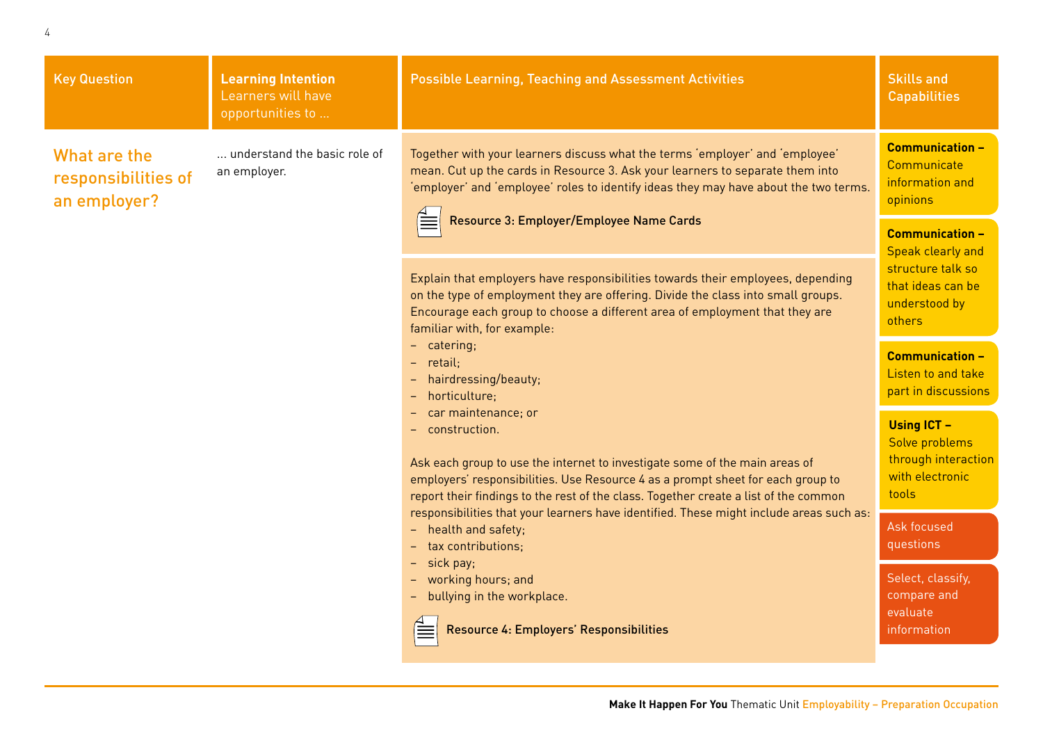| Key Question | Learning Intention Learners will have opportunities to ... | Possible Learning, Teaching and Assessment Activities | Skills and Capabilities |
| --- | --- | --- | --- |
| What are the responsibilities of an employer? | ... understand the basic role of an employer. | Together with your learners discuss what the terms 'employer' and 'employee' mean. Cut up the cards in Resource 3. Ask your learners to separate them into 'employer' and 'employee' roles to identify ideas they may have about the two terms.<br><br>**Resource 3: Employer/Employee Name Cards**<br><br>Explain that employers have responsibilities towards their employees, depending on the type of employment they are offering. Divide the class into small groups. Encourage each group to choose a different area of employment that they are familiar with, for example:<br>– catering;<br>– retail;<br>– hairdressing/beauty;<br>– horticulture;<br>– car maintenance; or<br>– construction.<br><br>Ask each group to use the internet to investigate some of the main areas of employers' responsibilities. Use Resource 4 as a prompt sheet for each group to report their findings to the rest of the class. Together create a list of the common responsibilities that your learners have identified. These might include areas such as:<br>– health and safety;<br>– tax contributions;<br>– sick pay;<br>– working hours; and<br>– bullying in the workplace.<br><br>**Resource 4: Employers' Responsibilities** | **Communication –** Communicate information and opinions<br><br>**Communication –** Speak clearly and structure talk so that ideas can be understood by others<br><br>**Communication –** Listen to and take part in discussions<br><br>**Using ICT –** Solve problems through interaction with electronic tools<br><br>Ask focused questions<br><br>Select, classify, compare and evaluate information |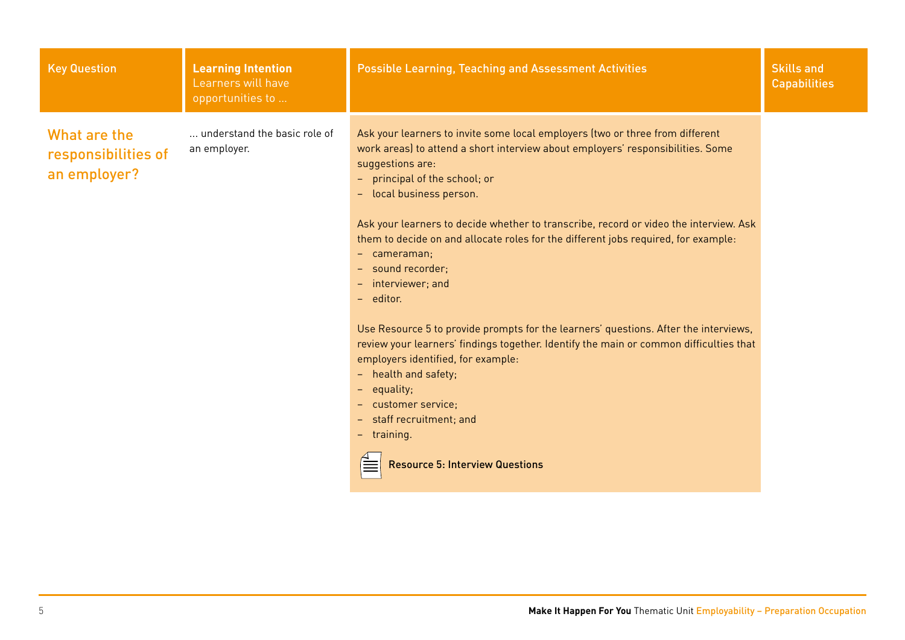| Key Question | **Learning Intention** Learners will have opportunities to … | Possible Learning, Teaching and Assessment Activities | Skills and Capabilities |
|---|---|---|---|
| What are the responsibilities of an employer? | … understand the basic role of an employer. | Ask your learners to invite some local employers (two or three from different work areas) to attend a short interview about employers' responsibilities. Some suggestions are:<br>– principal of the school; or<br>– local business person.<br><br>Ask your learners to decide whether to transcribe, record or video the interview. Ask them to decide on and allocate roles for the different jobs required, for example:<br>– cameraman;<br>– sound recorder;<br>– interviewer; and<br>– editor.<br><br>Use Resource 5 to provide prompts for the learners' questions. After the interviews, review your learners' findings together. Identify the main or common difficulties that employers identified, for example:<br>– health and safety;<br>– equality;<br>– customer service;<br>– staff recruitment; and<br>– training.<br><br>**Resource 5: Interview Questions** | |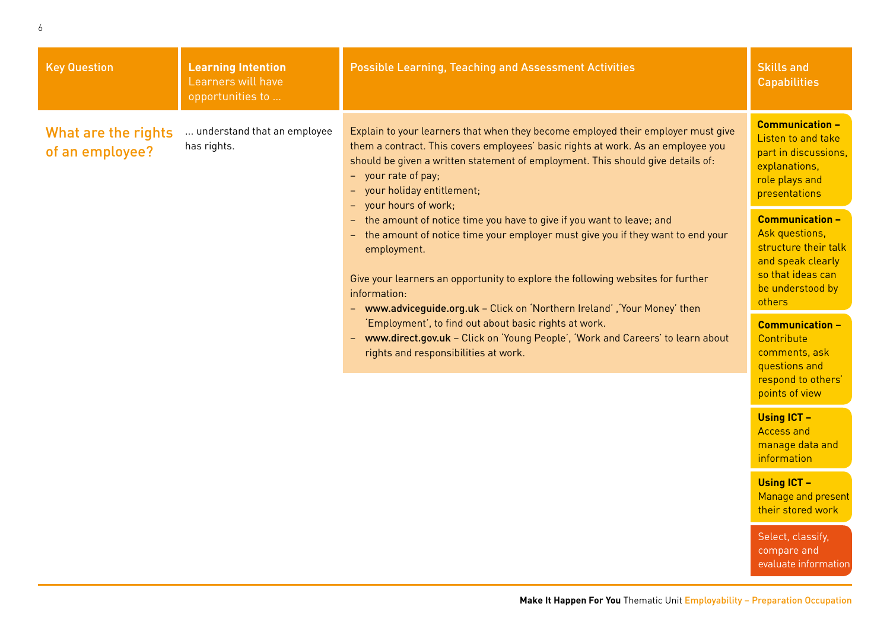| Key Question | Learning Intention Learners will have opportunities to … | Possible Learning, Teaching and Assessment Activities | Skills and Capabilities |
|---|---|---|---|
| What are the rights of an employee? | … understand that an employee has rights. | Explain to your learners that when they become employed their employer must give them a contract. This covers employees' basic rights at work. As an employee you should be given a written statement of employment. This should give details of:<br>– your rate of pay;<br>– your holiday entitlement;<br>– your hours of work;<br>– the amount of notice time you have to give if you want to leave; and<br>– the amount of notice time your employer must give you if they want to end your employment.<br><br>Give your learners an opportunity to explore the following websites for further information:<br>– **www.adviceguide.org.uk** – Click on 'Northern Ireland' ,'Your Money' then 'Employment', to find out about basic rights at work.<br>– **www.direct.gov.uk** – Click on 'Young People', 'Work and Careers' to learn about rights and responsibilities at work. | **Communication –** Listen to and take part in discussions, explanations, role plays and presentations<br><br>**Communication –** Ask questions, structure their talk and speak clearly so that ideas can be understood by others<br><br>**Communication –** Contribute comments, ask questions and respond to others' points of view<br><br>**Using ICT –** Access and manage data and information<br><br>**Using ICT –** Manage and present their stored work<br><br>Select, classify, compare and evaluate information |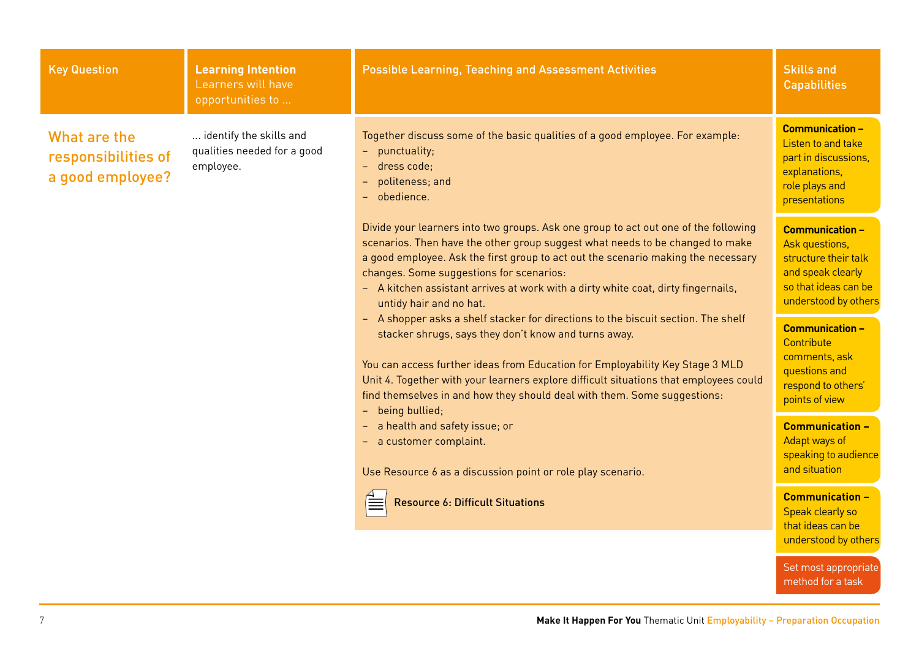| Key Question | Learning Intention<br>Learners will have opportunities to … | Possible Learning, Teaching and Assessment Activities | Skills and Capabilities |
|---|---|---|---|
| What are the responsibilities of a good employee? | … identify the skills and qualities needed for a good employee. | Together discuss some of the basic qualities of a good employee. For example:<br>– punctuality;<br>– dress code;<br>– politeness; and<br>– obedience.<br><br>Divide your learners into two groups. Ask one group to act out one of the following scenarios. Then have the other group suggest what needs to be changed to make a good employee. Ask the first group to act out the scenario making the necessary changes. Some suggestions for scenarios:<br>– A kitchen assistant arrives at work with a dirty white coat, dirty fingernails, untidy hair and no hat.<br>– A shopper asks a shelf stacker for directions to the biscuit section. The shelf stacker shrugs, says they don't know and turns away.<br><br>You can access further ideas from Education for Employability Key Stage 3 MLD Unit 4. Together with your learners explore difficult situations that employees could find themselves in and how they should deal with them. Some suggestions:<br>– being bullied;<br>– a health and safety issue; or<br>– a customer complaint.<br><br>Use Resource 6 as a discussion point or role play scenario.<br><br>**Resource 6: Difficult Situations** | **Communication –** Listen to and take part in discussions, explanations, role plays and presentations<br><br>**Communication –** Ask questions, structure their talk and speak clearly so that ideas can be understood by others<br><br>**Communication –** Contribute comments, ask questions and respond to others' points of view<br><br>**Communication –** Adapt ways of speaking to audience and situation<br><br>**Communication –** Speak clearly so that ideas can be understood by others<br><br>Set most appropriate method for a task |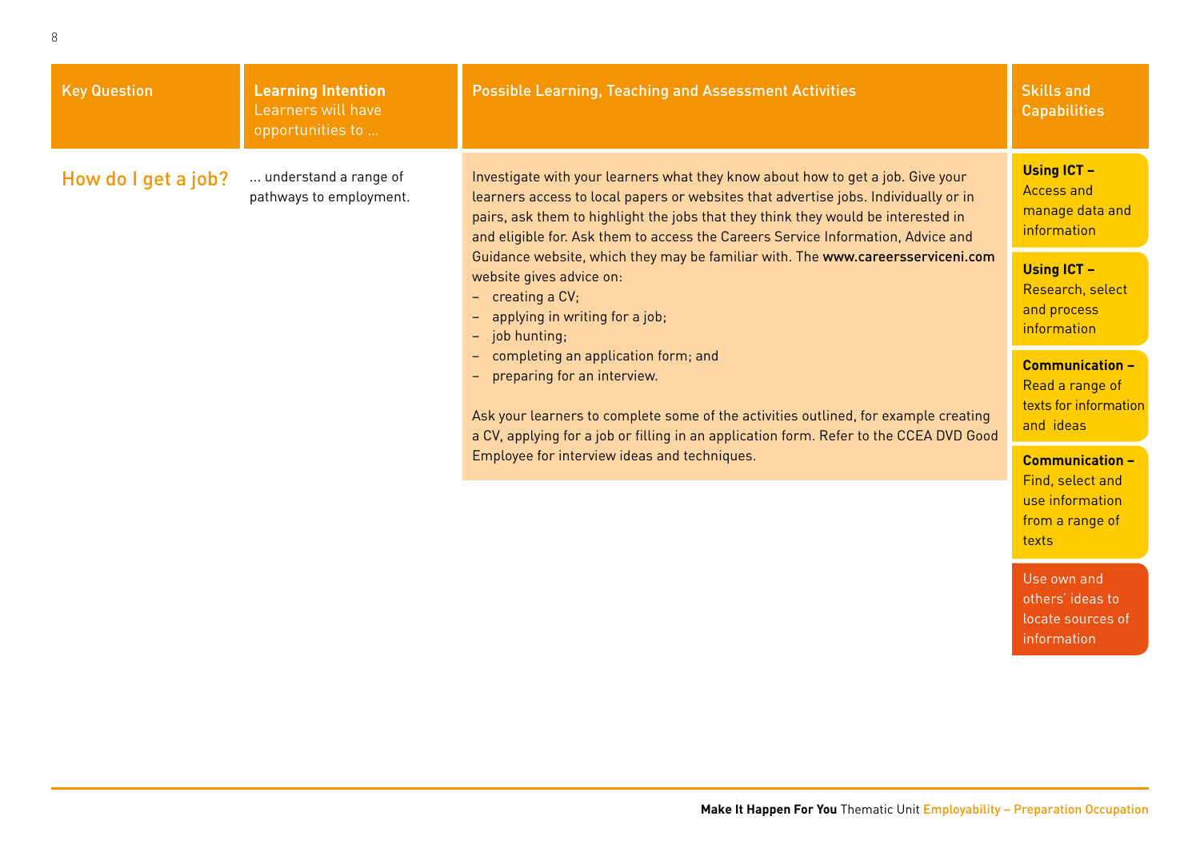| Key Question | Learning Intention<br>Learners will have opportunities to ... | Possible Learning, Teaching and Assessment Activities | Skills and Capabilities |
|---|---|---|---|
| How do I get a job? | ... understand a range of pathways to employment. | Investigate with your learners what they know about how to get a job. Give your learners access to local papers or websites that advertise jobs. Individually or in pairs, ask them to highlight the jobs that they think they would be interested in and eligible for. Ask them to access the Careers Service Information, Advice and Guidance website, which they may be familiar with. The **www.careersserviceni.com** website gives advice on:<br>– creating a CV;<br>– applying in writing for a job;<br>– job hunting;<br>– completing an application form; and<br>– preparing for an interview.<br><br>Ask your learners to complete some of the activities outlined, for example creating a CV, applying for a job or filling in an application form. Refer to the CCEA DVD Good Employee for interview ideas and techniques. | **Using ICT –** Access and manage data and information<br><br>**Using ICT –** Research, select and process information<br><br>**Communication –** Read a range of texts for information and ideas<br><br>**Communication –** Find, select and use information from a range of texts<br><br>Use own and others' ideas to locate sources of information |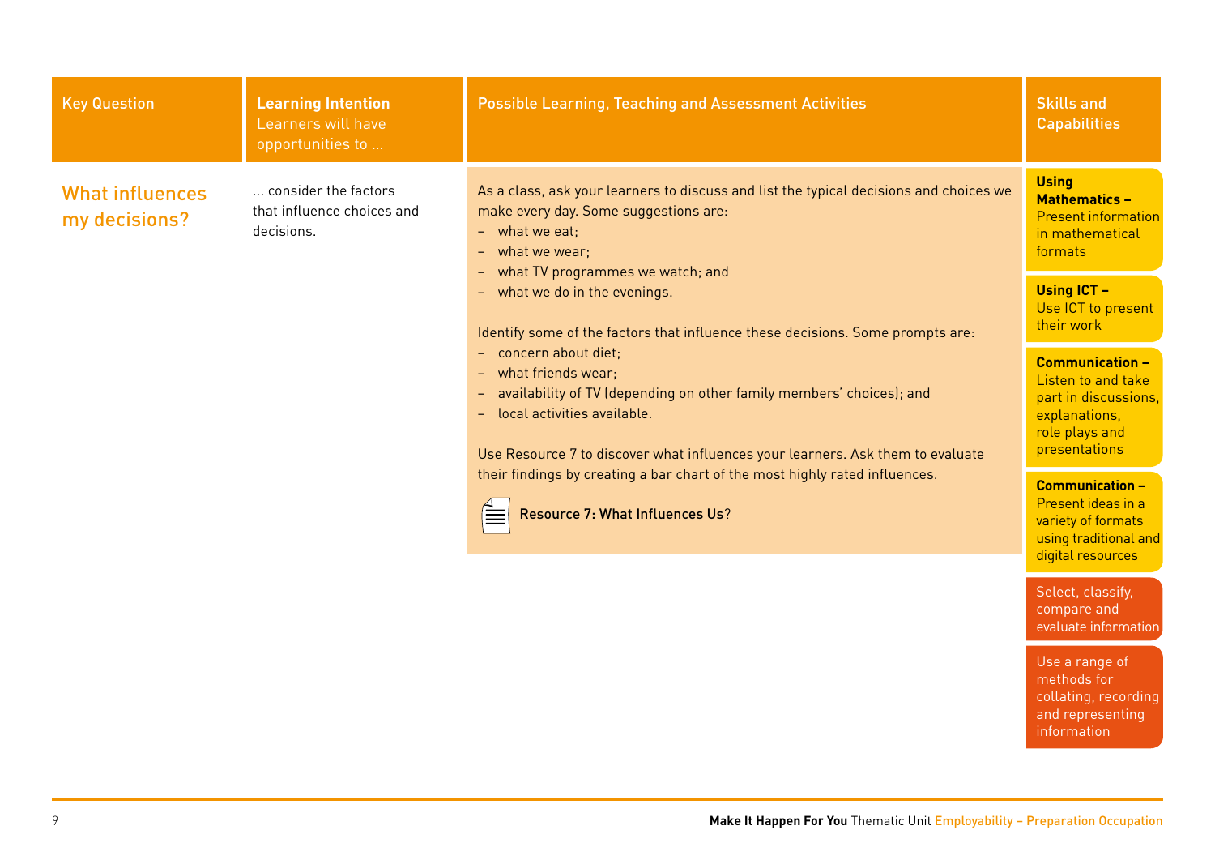| Key Question | Learning Intention Learners will have opportunities to … | Possible Learning, Teaching and Assessment Activities | Skills and Capabilities |
|---|---|---|---|
| What influences my decisions? | … consider the factors that influence choices and decisions. | As a class, ask your learners to discuss and list the typical decisions and choices we make every day. Some suggestions are:<br>– what we eat;<br>– what we wear;<br>– what TV programmes we watch; and<br>– what we do in the evenings.<br><br>Identify some of the factors that influence these decisions. Some prompts are:<br>– concern about diet;<br>– what friends wear;<br>– availability of TV (depending on other family members' choices); and<br>– local activities available.<br><br>Use Resource 7 to discover what influences your learners. Ask them to evaluate their findings by creating a bar chart of the most highly rated influences.<br><br>**Resource 7: What Influences Us**? | **Using Mathematics –** Present information in mathematical formats<br><br>**Using ICT –** Use ICT to present their work<br><br>**Communication –** Listen to and take part in discussions, explanations, role plays and presentations<br><br>**Communication –** Present ideas in a variety of formats using traditional and digital resources<br><br>Select, classify, compare and evaluate information<br><br>Use a range of methods for collating, recording and representing information |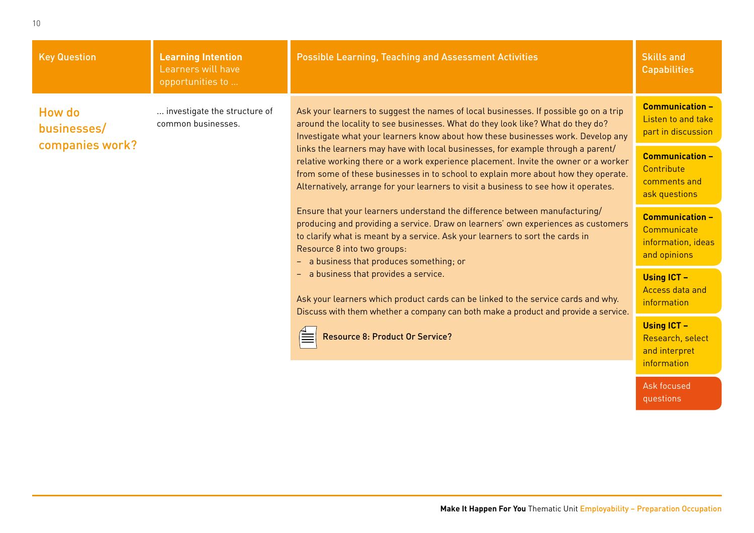| Key Question | Learning Intention Learners will have opportunities to ... | Possible Learning, Teaching and Assessment Activities | Skills and Capabilities |
| --- | --- | --- | --- |
| How do businesses/ companies work? | ... investigate the structure of common businesses. | Ask your learners to suggest the names of local businesses. If possible go on a trip around the locality to see businesses. What do they look like? What do they do? Investigate what your learners know about how these businesses work. Develop any links the learners may have with local businesses, for example through a parent/ relative working there or a work experience placement. Invite the owner or a worker from some of these businesses in to school to explain more about how they operate. Alternatively, arrange for your learners to visit a business to see how it operates.<br><br>Ensure that your learners understand the difference between manufacturing/ producing and providing a service. Draw on learners' own experiences as customers to clarify what is meant by a service. Ask your learners to sort the cards in Resource 8 into two groups:<br>– a business that produces something; or<br>– a business that provides a service.<br><br>Ask your learners which product cards can be linked to the service cards and why. Discuss with them whether a company can both make a product and provide a service.<br><br>**Resource 8: Product Or Service?** | **Communication –** Listen to and take part in discussion<br><br>**Communication –** Contribute comments and ask questions<br><br>**Communication –** Communicate information, ideas and opinions<br><br>**Using ICT –** Access data and information<br><br>**Using ICT –** Research, select and interpret information<br><br>Ask focused questions |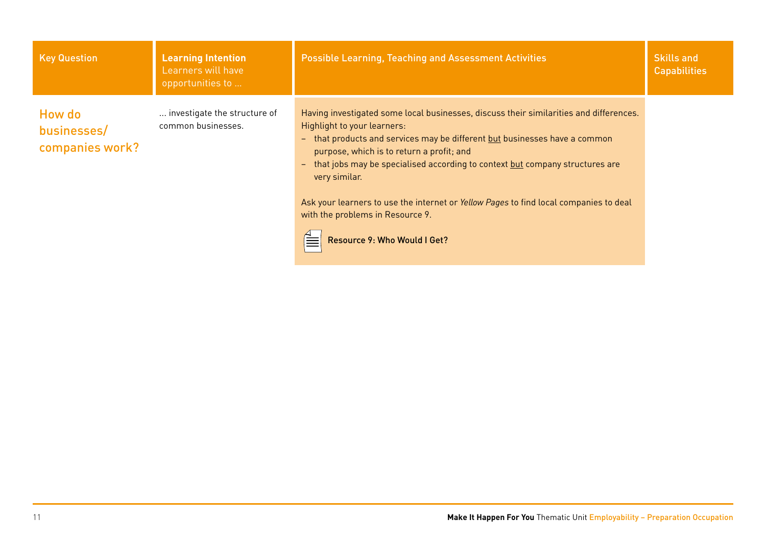| Key Question | **Learning Intention** Learners will have opportunities to … | Possible Learning, Teaching and Assessment Activities | Skills and Capabilities |
|---|---|---|---|
| How do businesses/ companies work? | … investigate the structure of common businesses. | Having investigated some local businesses, discuss their similarities and differences. Highlight to your learners:<br>– that products and services may be different but businesses have a common purpose, which is to return a profit; and<br>– that jobs may be specialised according to context but company structures are very similar.<br><br>Ask your learners to use the internet or *Yellow Pages* to find local companies to deal with the problems in Resource 9.<br><br>Resource 9: Who Would I Get? | |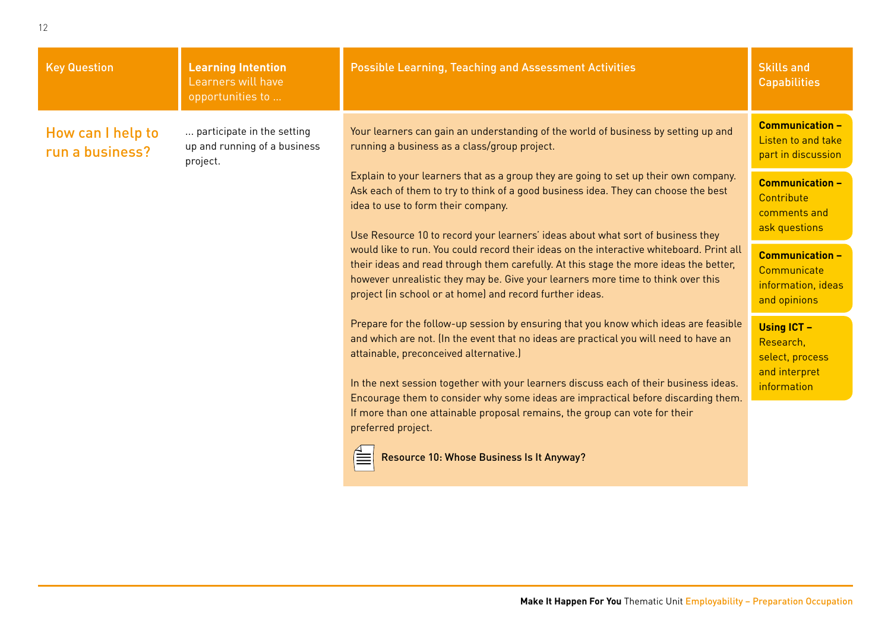| Key Question | Learning Intention<br>Learners will have opportunities to … | Possible Learning, Teaching and Assessment Activities | Skills and Capabilities |
|---|---|---|---|
| How can I help to run a business? | … participate in the setting up and running of a business project. | Your learners can gain an understanding of the world of business by setting up and running a business as a class/group project.<br><br>Explain to your learners that as a group they are going to set up their own company. Ask each of them to try to think of a good business idea. They can choose the best idea to use to form their company.<br><br>Use Resource 10 to record your learners' ideas about what sort of business they would like to run. You could record their ideas on the interactive whiteboard. Print all their ideas and read through them carefully. At this stage the more ideas the better, however unrealistic they may be. Give your learners more time to think over this project (in school or at home) and record further ideas.<br><br>Prepare for the follow-up session by ensuring that you know which ideas are feasible and which are not. (In the event that no ideas are practical you will need to have an attainable, preconceived alternative.)<br><br>In the next session together with your learners discuss each of their business ideas. Encourage them to consider why some ideas are impractical before discarding them. If more than one attainable proposal remains, the group can vote for their preferred project.<br><br>Resource 10: Whose Business Is It Anyway? | **Communication –** Listen to and take part in discussion<br><br>**Communication –** Contribute comments and ask questions<br><br>**Communication –** Communicate information, ideas and opinions<br><br>**Using ICT –** Research, select, process and interpret information |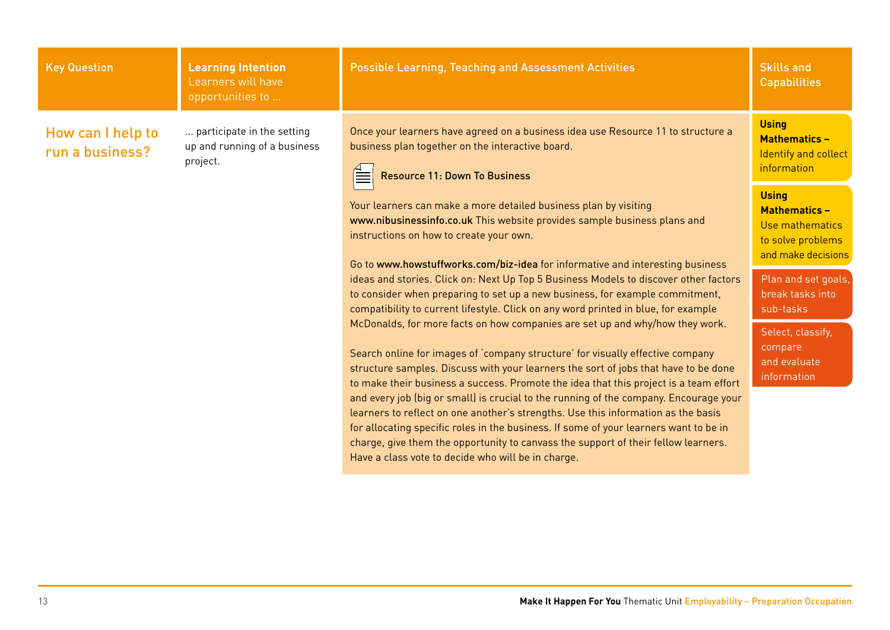| Key Question | Learning Intention<br>Learners will have opportunities to … | Possible Learning, Teaching and Assessment Activities | Skills and Capabilities |
|---|---|---|---|
| How can I help to run a business? | … participate in the setting up and running of a business project. | Once your learners have agreed on a business idea use Resource 11 to structure a business plan together on the interactive board.<br><br>Resource 11: Down To Business<br><br>Your learners can make a more detailed business plan by visiting **www.nibusinessinfo.co.uk** This website provides sample business plans and instructions on how to create your own.<br><br>Go to **www.howstuffworks.com/biz-idea** for informative and interesting business ideas and stories. Click on: Next Up Top 5 Business Models to discover other factors to consider when preparing to set up a new business, for example commitment, compatibility to current lifestyle. Click on any word printed in blue, for example McDonalds, for more facts on how companies are set up and why/how they work.<br><br>Search online for images of 'company structure' for visually effective company structure samples. Discuss with your learners the sort of jobs that have to be done to make their business a success. Promote the idea that this project is a team effort and every job (big or small) is crucial to the running of the company. Encourage your learners to reflect on one another's strengths. Use this information as the basis for allocating specific roles in the business. If some of your learners want to be in charge, give them the opportunity to canvass the support of their fellow learners. Have a class vote to decide who will be in charge. | **Using Mathematics –** Identify and collect information<br><br>**Using Mathematics –** Use mathematics to solve problems and make decisions<br><br>Plan and set goals, break tasks into sub-tasks<br><br>Select, classify, compare and evaluate information |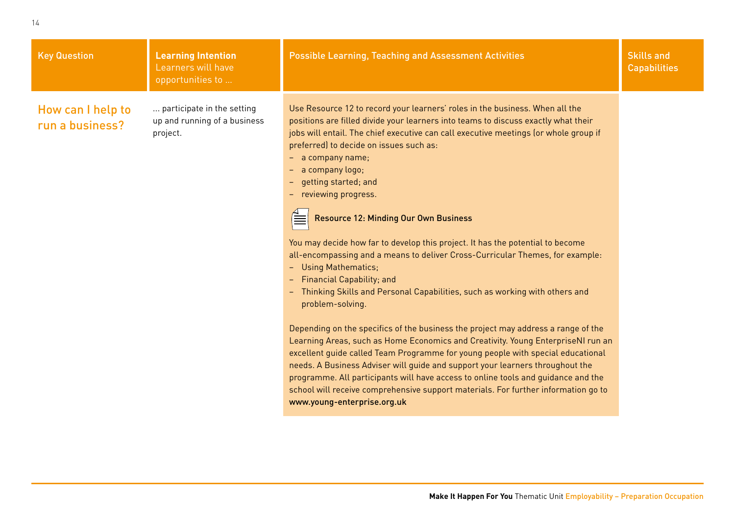| Key Question | Learning Intention<br>Learners will have opportunities to … | Possible Learning, Teaching and Assessment Activities | Skills and Capabilities |
|---|---|---|---|
| How can I help to run a business? | … participate in the setting up and running of a business project. | Use Resource 12 to record your learners' roles in the business. When all the positions are filled divide your learners into teams to discuss exactly what their jobs will entail. The chief executive can call executive meetings (or whole group if preferred) to decide on issues such as:<br>– a company name;<br>– a company logo;<br>– getting started; and<br>– reviewing progress.<br><br>**Resource 12: Minding Our Own Business**<br><br>You may decide how far to develop this project. It has the potential to become all-encompassing and a means to deliver Cross-Curricular Themes, for example:<br>– Using Mathematics;<br>– Financial Capability; and<br>– Thinking Skills and Personal Capabilities, such as working with others and problem-solving.<br><br>Depending on the specifics of the business the project may address a range of the Learning Areas, such as Home Economics and Creativity. Young EnterpriseNI run an excellent guide called Team Programme for young people with special educational needs. A Business Adviser will guide and support your learners throughout the programme. All participants will have access to online tools and guidance and the school will receive comprehensive support materials. For further information go to **www.young-enterprise.org.uk** | |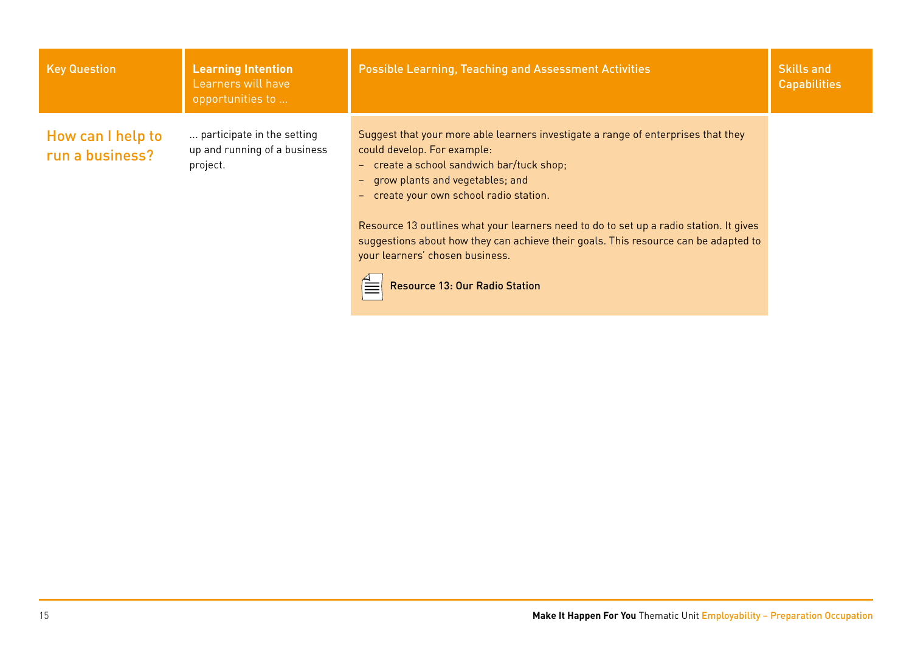| Key Question | Learning Intention<br>Learners will have opportunities to ... | Possible Learning, Teaching and Assessment Activities | Skills and Capabilities |
| --- | --- | --- | --- |
| How can I help to run a business? | ... participate in the setting up and running of a business project. | Suggest that your more able learners investigate a range of enterprises that they could develop. For example:<br>– create a school sandwich bar/tuck shop;<br>– grow plants and vegetables; and<br>– create your own school radio station.<br><br>Resource 13 outlines what your learners need to do to set up a radio station. It gives suggestions about how they can achieve their goals. This resource can be adapted to your learners' chosen business.<br><br>**Resource 13: Our Radio Station** | |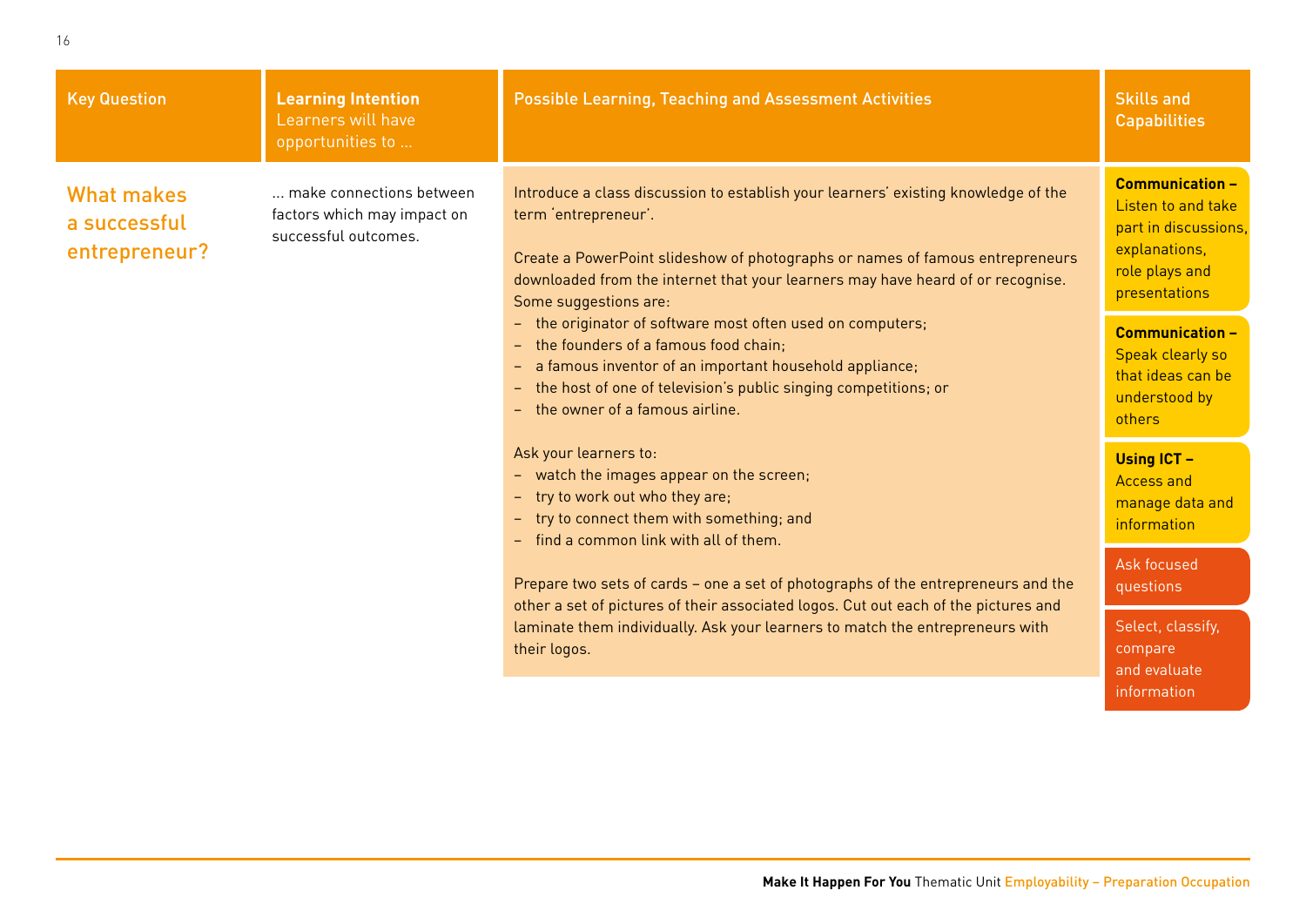| Key Question | Learning Intention Learners will have opportunities to … | Possible Learning, Teaching and Assessment Activities | Skills and Capabilities |
|---|---|---|---|
| What makes a successful entrepreneur? | … make connections between factors which may impact on successful outcomes. | Introduce a class discussion to establish your learners' existing knowledge of the term 'entrepreneur'.<br><br>Create a PowerPoint slideshow of photographs or names of famous entrepreneurs downloaded from the internet that your learners may have heard of or recognise. Some suggestions are:<br>– the originator of software most often used on computers;<br>– the founders of a famous food chain;<br>– a famous inventor of an important household appliance;<br>– the host of one of television's public singing competitions; or<br>– the owner of a famous airline.<br><br>Ask your learners to:<br>– watch the images appear on the screen;<br>– try to work out who they are;<br>– try to connect them with something; and<br>– find a common link with all of them.<br><br>Prepare two sets of cards – one a set of photographs of the entrepreneurs and the other a set of pictures of their associated logos. Cut out each of the pictures and laminate them individually. Ask your learners to match the entrepreneurs with their logos. | **Communication –** Listen to and take part in discussions, explanations, role plays and presentations<br><br>**Communication –** Speak clearly so that ideas can be understood by others<br><br>**Using ICT –** Access and manage data and information<br><br>Ask focused questions<br><br>Select, classify, compare and evaluate information |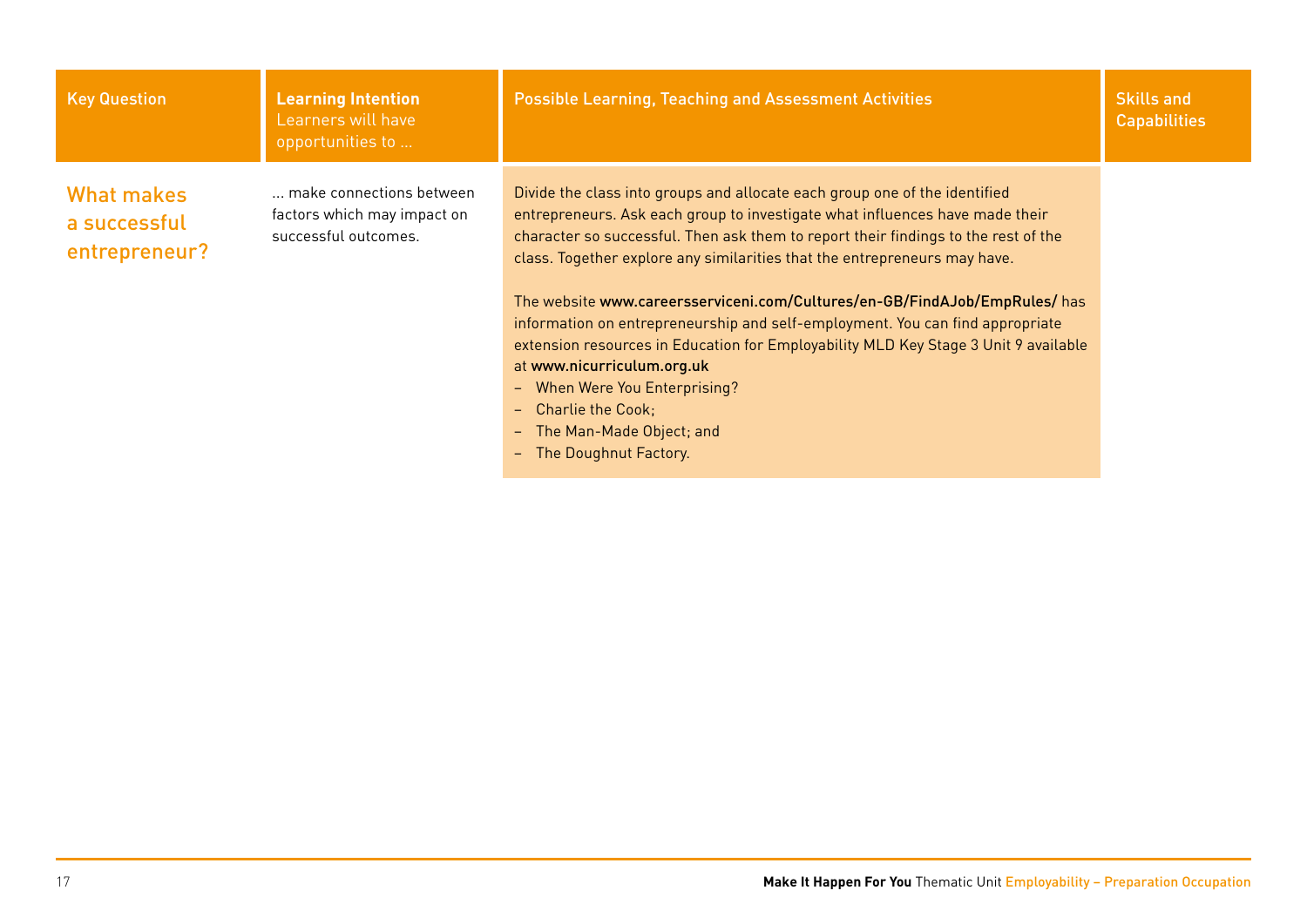| Key Question | **Learning Intention** Learners will have opportunities to … | Possible Learning, Teaching and Assessment Activities | Skills and Capabilities |
| --- | --- | --- | --- |
| What makes a successful entrepreneur? | … make connections between factors which may impact on successful outcomes. | Divide the class into groups and allocate each group one of the identified entrepreneurs. Ask each group to investigate what influences have made their character so successful. Then ask them to report their findings to the rest of the class. Together explore any similarities that the entrepreneurs may have.<br><br>The website www.careersserviceni.com/Cultures/en-GB/FindAJob/EmpRules/ has information on entrepreneurship and self-employment. You can find appropriate extension resources in Education for Employability MLD Key Stage 3 Unit 9 available at www.nicurriculum.org.uk<br>– When Were You Enterprising?<br>– Charlie the Cook;<br>– The Man-Made Object; and<br>– The Doughnut Factory. | |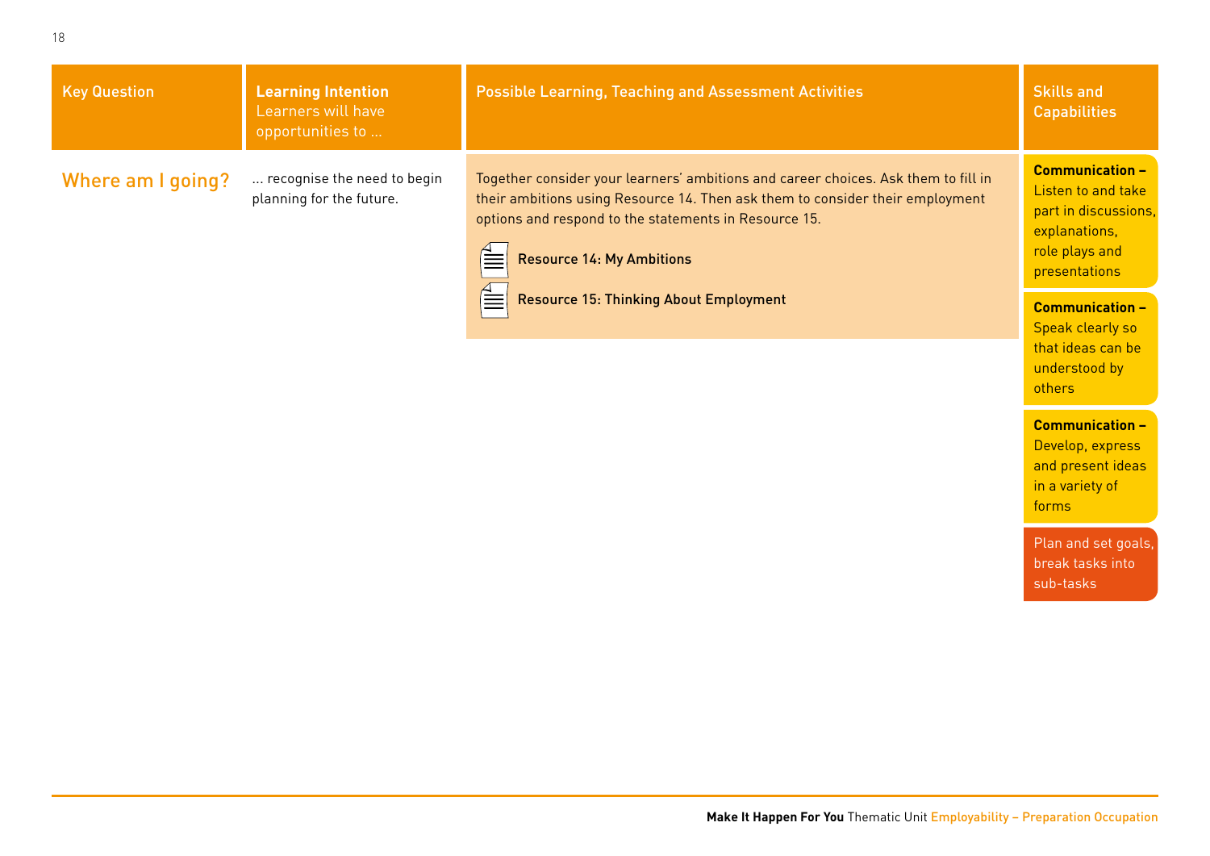| Key Question | Learning Intention Learners will have opportunities to … | Possible Learning, Teaching and Assessment Activities | Skills and Capabilities |
|---|---|---|---|
| Where am I going? | … recognise the need to begin planning for the future. | Together consider your learners' ambitions and career choices. Ask them to fill in their ambitions using Resource 14. Then ask them to consider their employment options and respond to the statements in Resource 15.<br><br>**Resource 14: My Ambitions**<br><br>**Resource 15: Thinking About Employment** | **Communication –** Listen to and take part in discussions, explanations, role plays and presentations<br><br>**Communication –** Speak clearly so that ideas can be understood by others<br><br>**Communication –** Develop, express and present ideas in a variety of forms<br><br>Plan and set goals, break tasks into sub-tasks |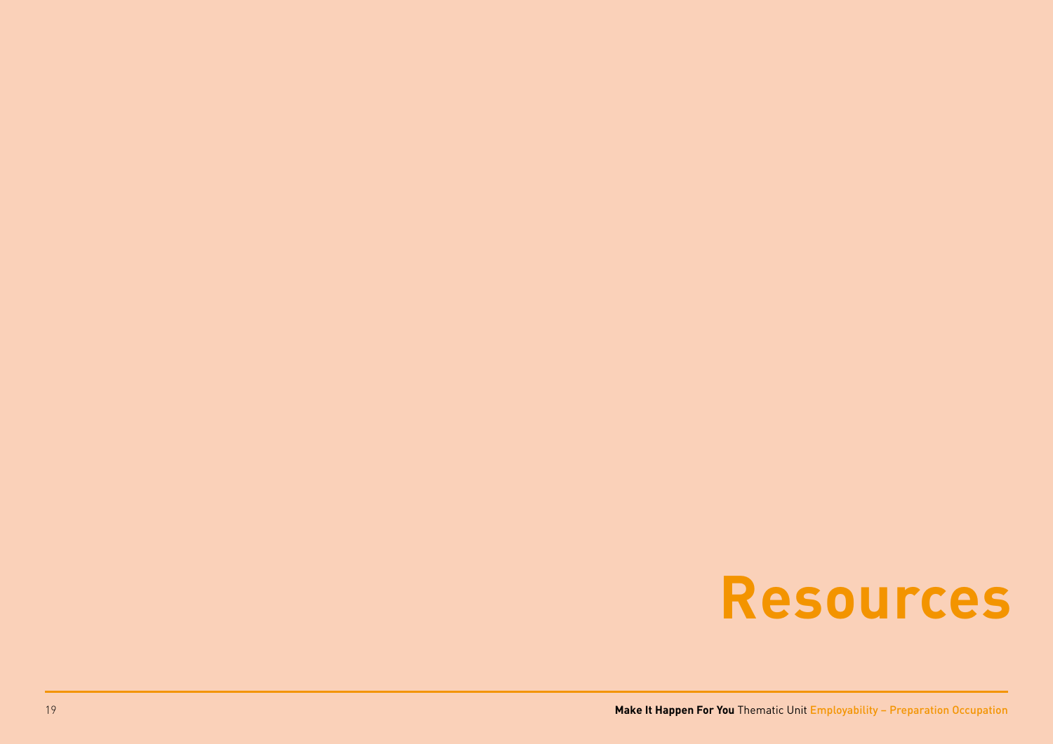# Resources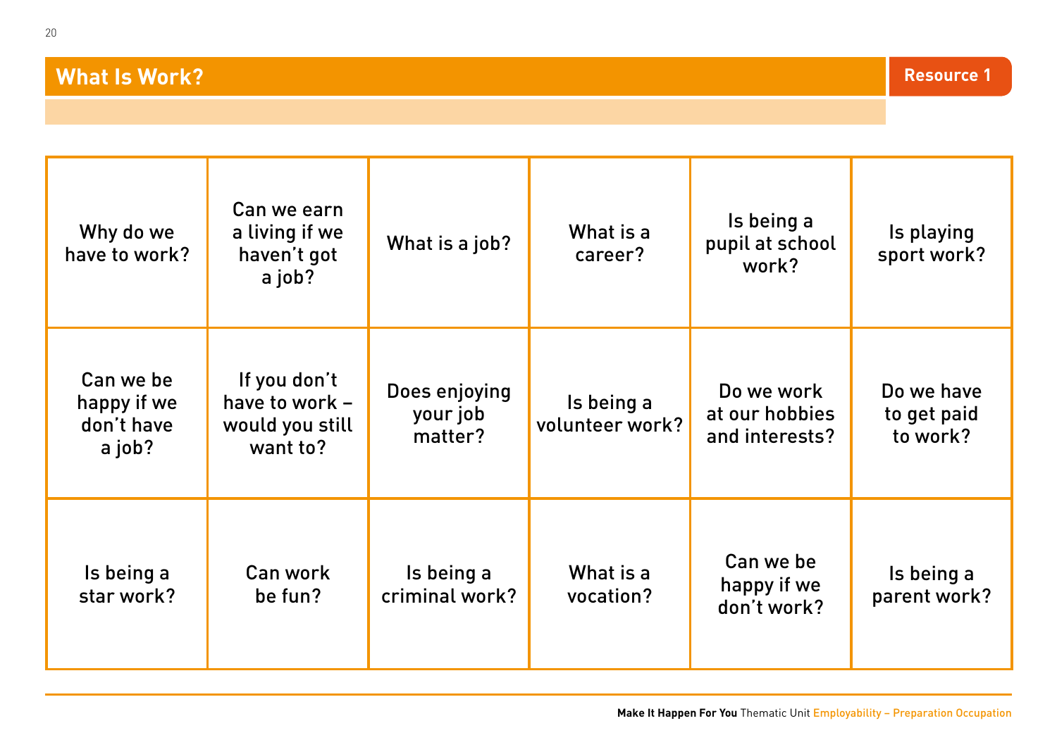## What Is Work?

Resource 1

| | | | | | |
|---|---|---|---|---|---|
| Why do we have to work? | Can we earn a living if we haven't got a job? | What is a job? | What is a career? | Is being a pupil at school work? | Is playing sport work? |
| Can we be happy if we don't have a job? | If you don't have to work – would you still want to? | Does enjoying your job matter? | Is being a volunteer work? | Do we work at our hobbies and interests? | Do we have to get paid to work? |
| Is being a star work? | Can work be fun? | Is being a criminal work? | What is a vocation? | Can we be happy if we don't work? | Is being a parent work? |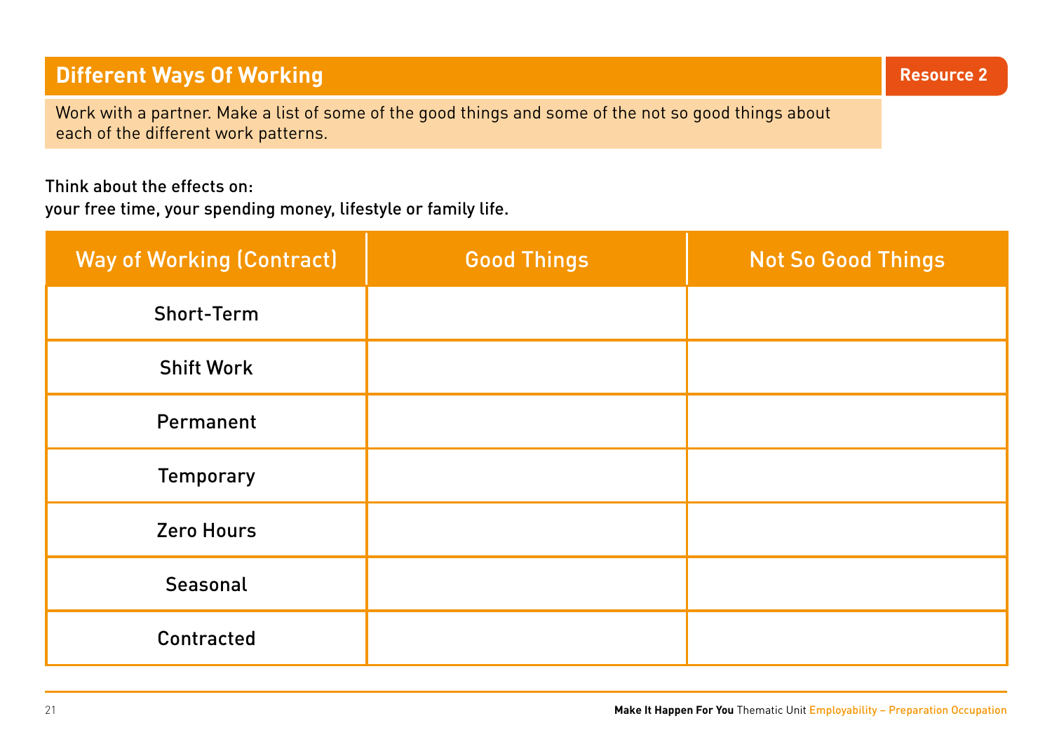## Different Ways Of Working

**Resource 2**

Work with a partner. Make a list of some of the good things and some of the not so good things about each of the different work patterns.

Think about the effects on:
your free time, your spending money, lifestyle or family life.

| Way of Working (Contract) | Good Things | Not So Good Things |
| --- | --- | --- |
| Short-Term | | |
| Shift Work | | |
| Permanent | | |
| Temporary | | |
| Zero Hours | | |
| Seasonal | | |
| Contracted | | |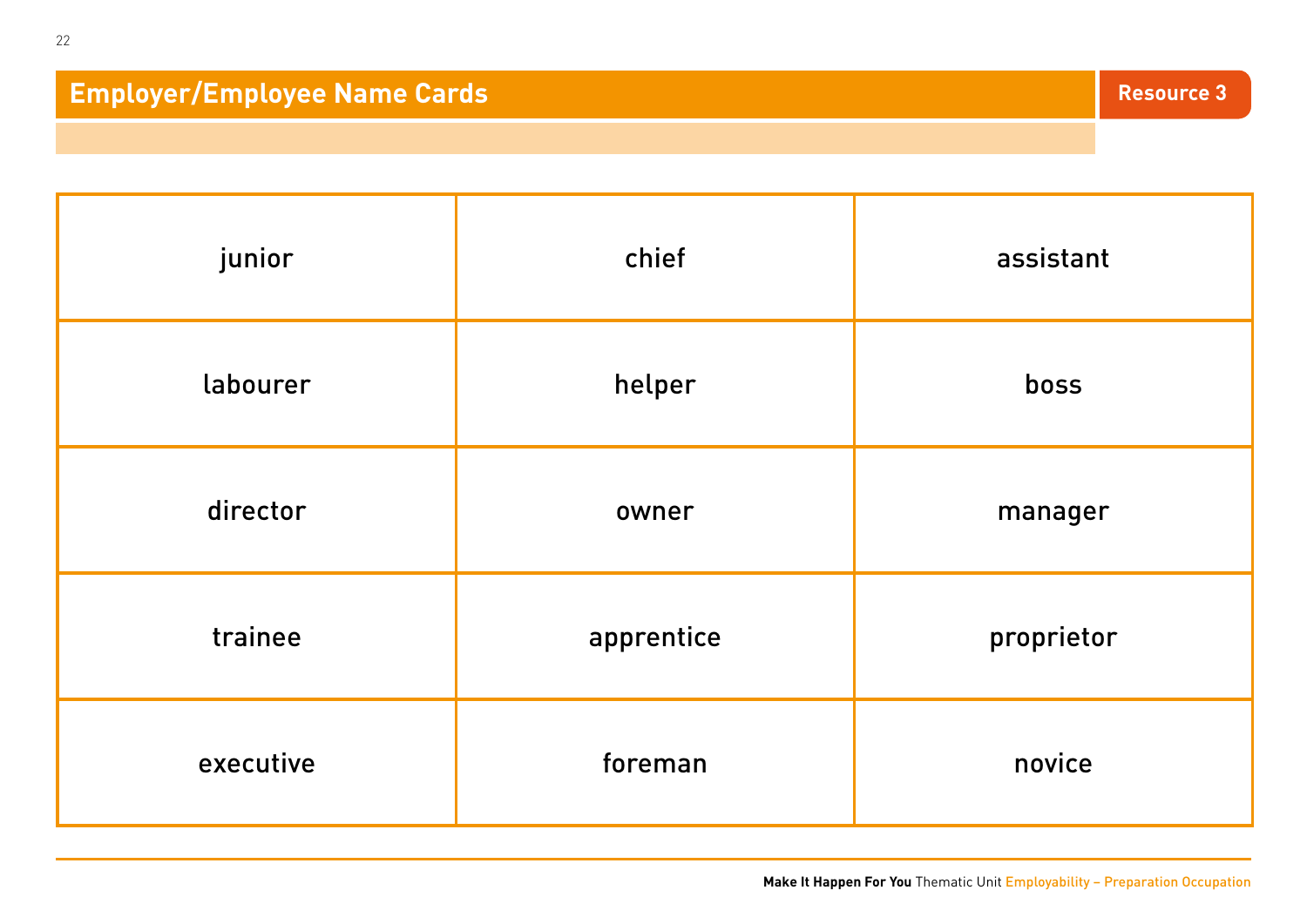## Employer/Employee Name Cards

Resource 3

| | | |
|---|---|---|
| junior | chief | assistant |
| labourer | helper | boss |
| director | owner | manager |
| trainee | apprentice | proprietor |
| executive | foreman | novice |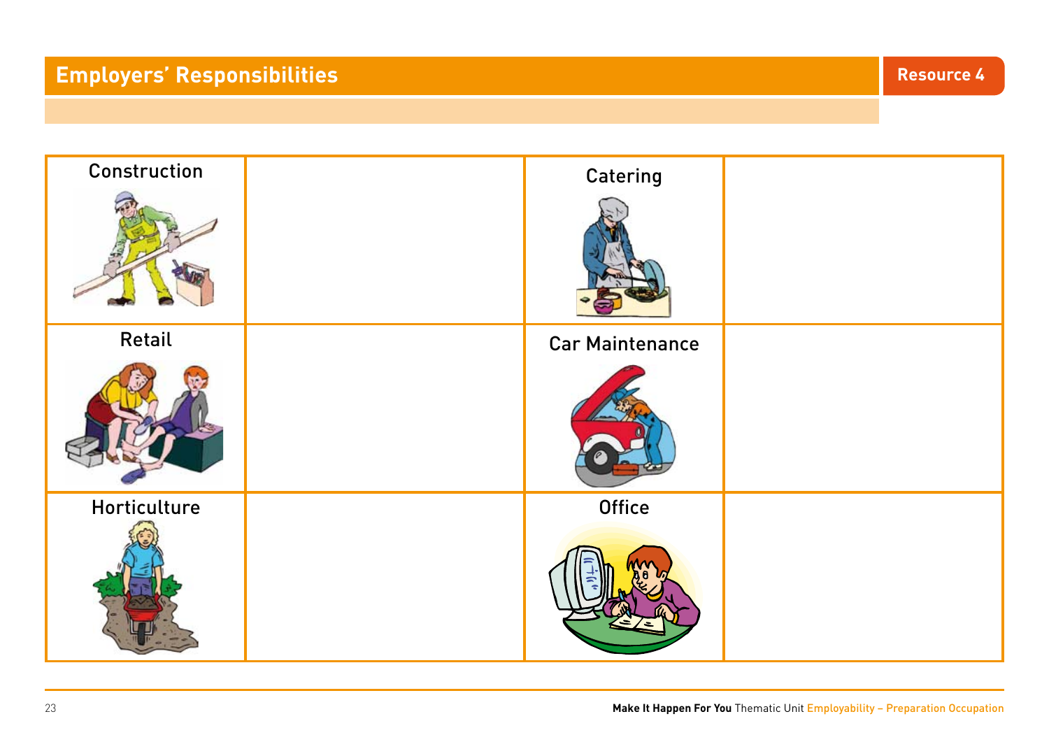## Employers' Responsibilities

Resource 4

| Construction | | Catering | |
|---|---|---|---|
| Retail | | Car Maintenance | |
| Horticulture | | Office | |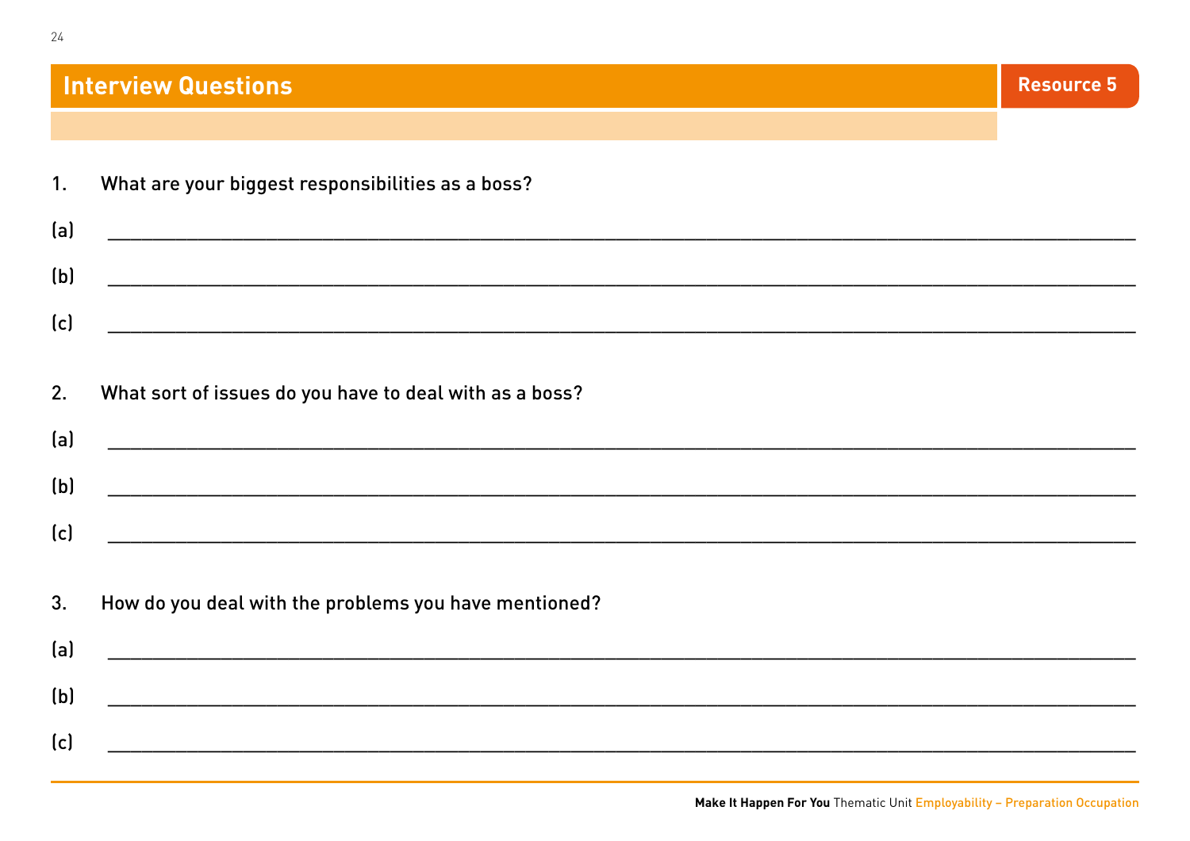# Interview Questions

Resource 5

1. What are your biggest responsibilities as a boss?

(a) ______________________________________________________________________

(b) ______________________________________________________________________

(c) ______________________________________________________________________

2. What sort of issues do you have to deal with as a boss?

(a) ______________________________________________________________________

(b) ______________________________________________________________________

(c) ______________________________________________________________________

3. How do you deal with the problems you have mentioned?

(a) ______________________________________________________________________

(b) ______________________________________________________________________

(c) ______________________________________________________________________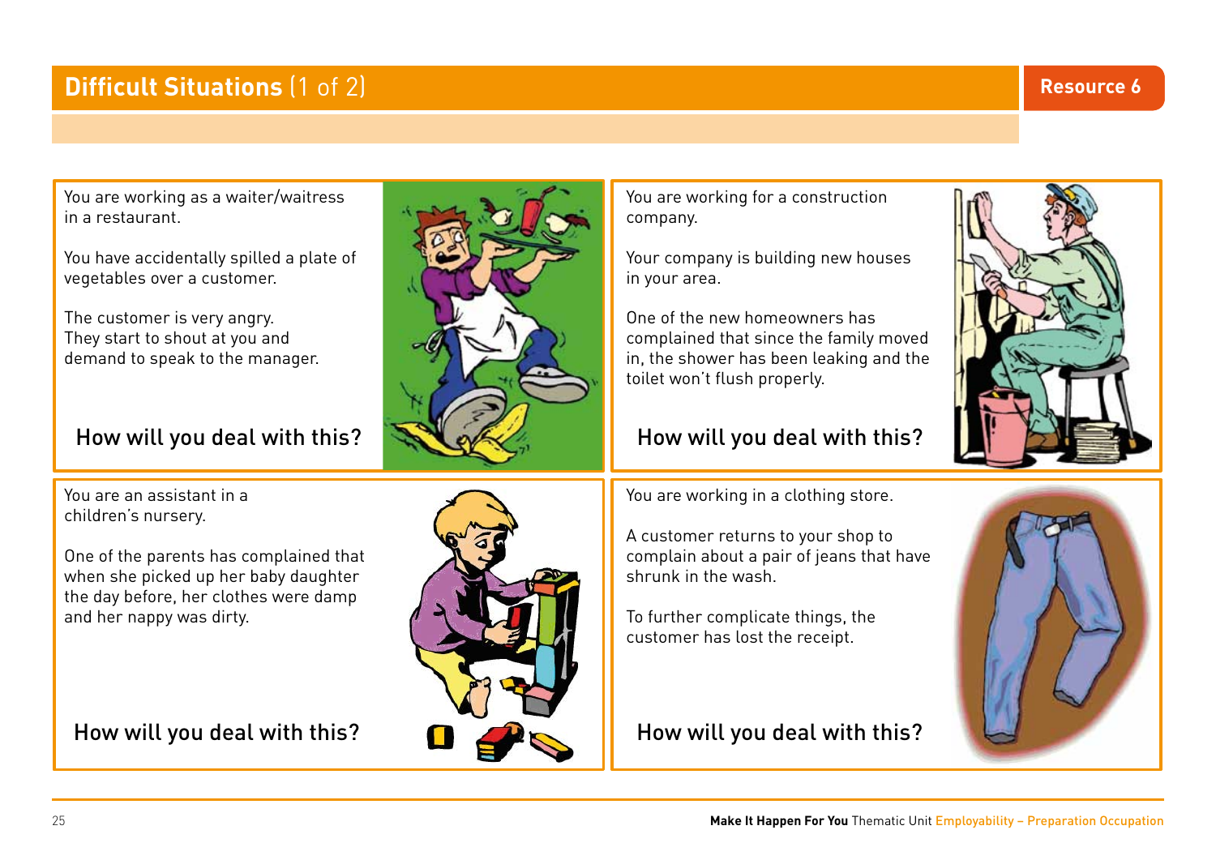# Difficult Situations (1 of 2)

Resource 6

You are working as a waiter/waitress in a restaurant.

You have accidentally spilled a plate of vegetables over a customer.

The customer is very angry. They start to shout at you and demand to speak to the manager.

**How will you deal with this?**

You are working for a construction company.

Your company is building new houses in your area.

One of the new homeowners has complained that since the family moved in, the shower has been leaking and the toilet won't flush properly.

**How will you deal with this?**

You are an assistant in a children's nursery.

One of the parents has complained that when she picked up her baby daughter the day before, her clothes were damp and her nappy was dirty.

**How will you deal with this?**

You are working in a clothing store.

A customer returns to your shop to complain about a pair of jeans that have shrunk in the wash.

To further complicate things, the customer has lost the receipt.

**How will you deal with this?**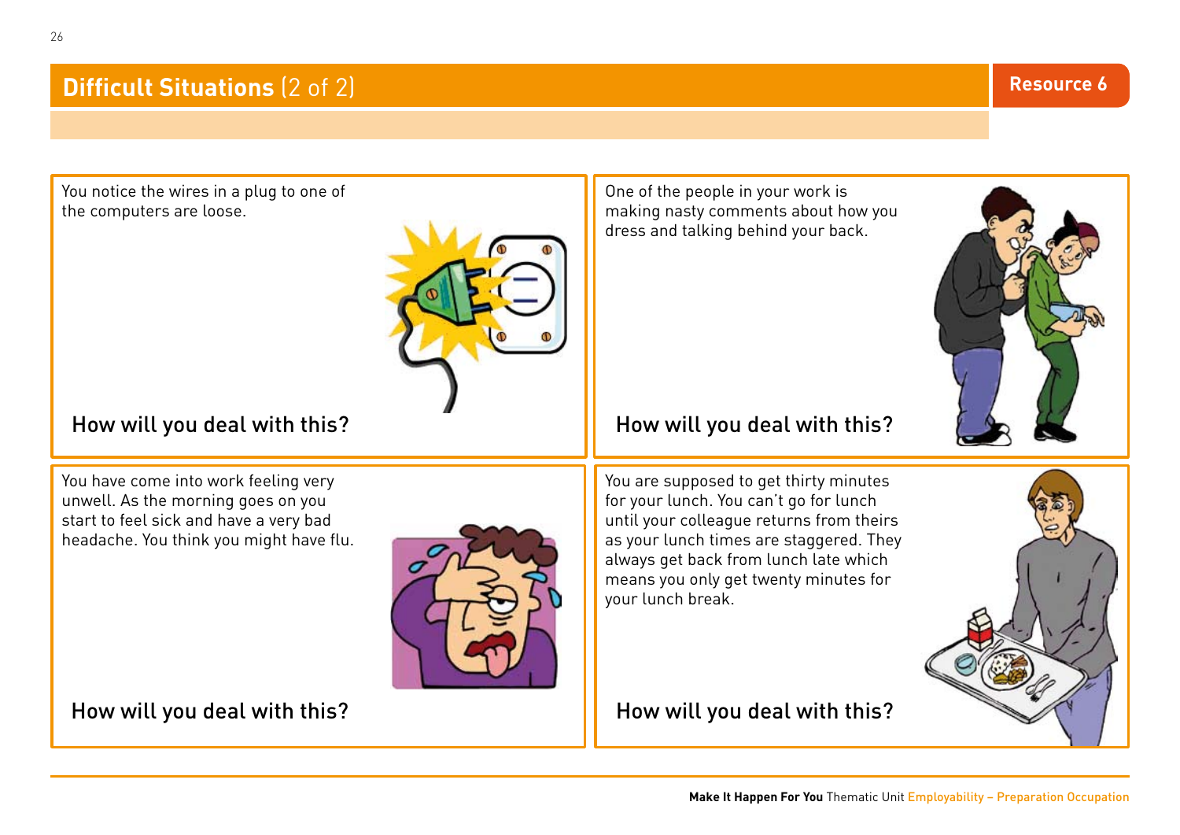## **Difficult Situations** (2 of 2)

**Resource 6**

You notice the wires in a plug to one of the computers are loose.

How will you deal with this?

One of the people in your work is making nasty comments about how you dress and talking behind your back.

How will you deal with this?

You have come into work feeling very unwell. As the morning goes on you start to feel sick and have a very bad headache. You think you might have flu.

How will you deal with this?

You are supposed to get thirty minutes for your lunch. You can't go for lunch until your colleague returns from theirs as your lunch times are staggered. They always get back from lunch late which means you only get twenty minutes for your lunch break.

How will you deal with this?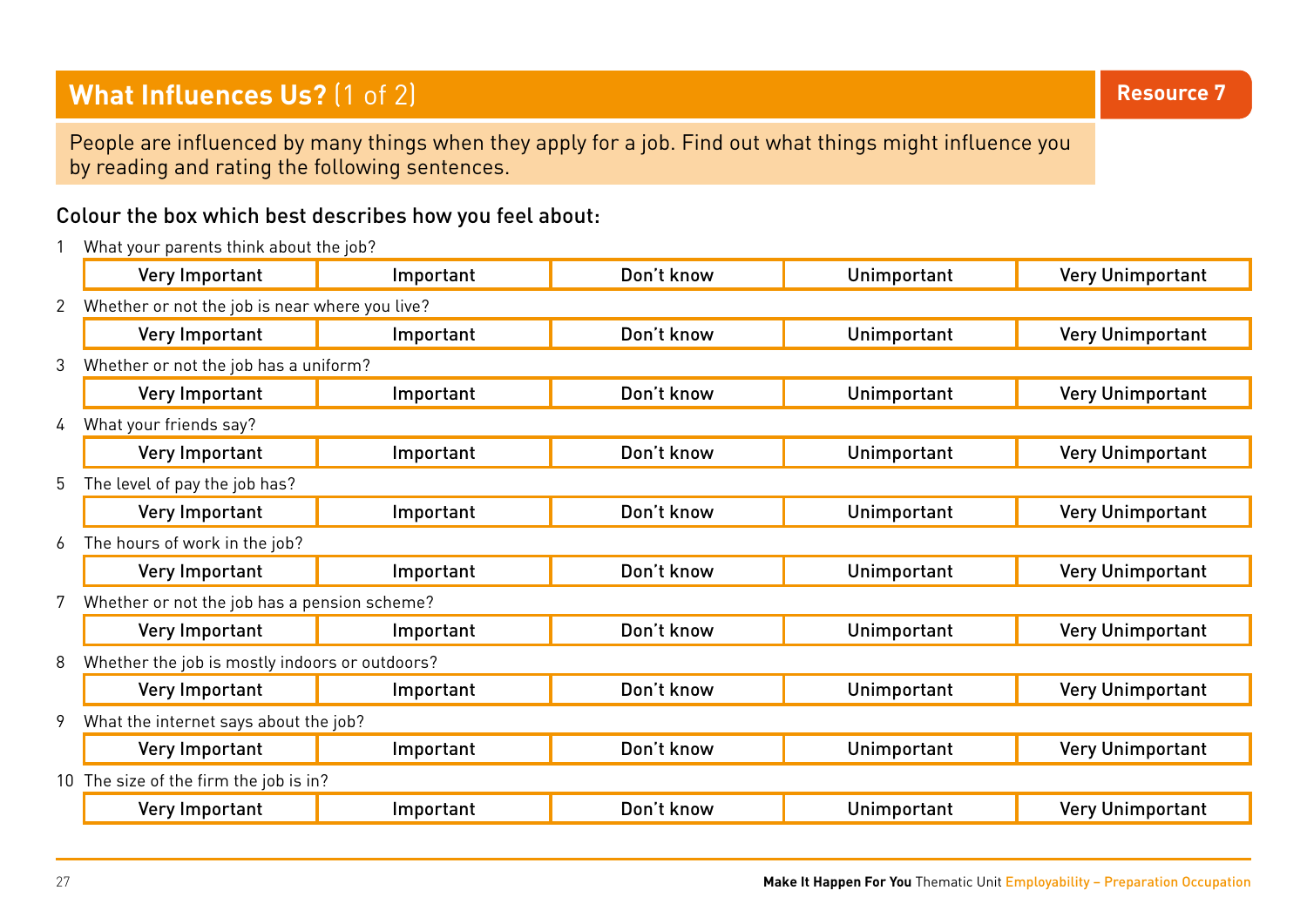# What Influences Us? (1 of 2)

Resource 7

People are influenced by many things when they apply for a job. Find out what things might influence you by reading and rating the following sentences.

## Colour the box which best describes how you feel about:

1 What your parents think about the job?

| Very Important | Important | Don't know | Unimportant | Very Unimportant |
|---|---|---|---|---|

2 Whether or not the job is near where you live?

| Very Important | Important | Don't know | Unimportant | Very Unimportant |
|---|---|---|---|---|

3 Whether or not the job has a uniform?

| Very Important | Important | Don't know | Unimportant | Very Unimportant |
|---|---|---|---|---|

4 What your friends say?

| Very Important | Important | Don't know | Unimportant | Very Unimportant |
|---|---|---|---|---|

5 The level of pay the job has?

| Very Important | Important | Don't know | Unimportant | Very Unimportant |
|---|---|---|---|---|

6 The hours of work in the job?

| Very Important | Important | Don't know | Unimportant | Very Unimportant |
|---|---|---|---|---|

7 Whether or not the job has a pension scheme?

| Very Important | Important | Don't know | Unimportant | Very Unimportant |
|---|---|---|---|---|

8 Whether the job is mostly indoors or outdoors?

| Very Important | Important | Don't know | Unimportant | Very Unimportant |
|---|---|---|---|---|

9 What the internet says about the job?

| Very Important | Important | Don't know | Unimportant | Very Unimportant |
|---|---|---|---|---|

10 The size of the firm the job is in?

| Very Important | Important | Don't know | Unimportant | Very Unimportant |
|---|---|---|---|---|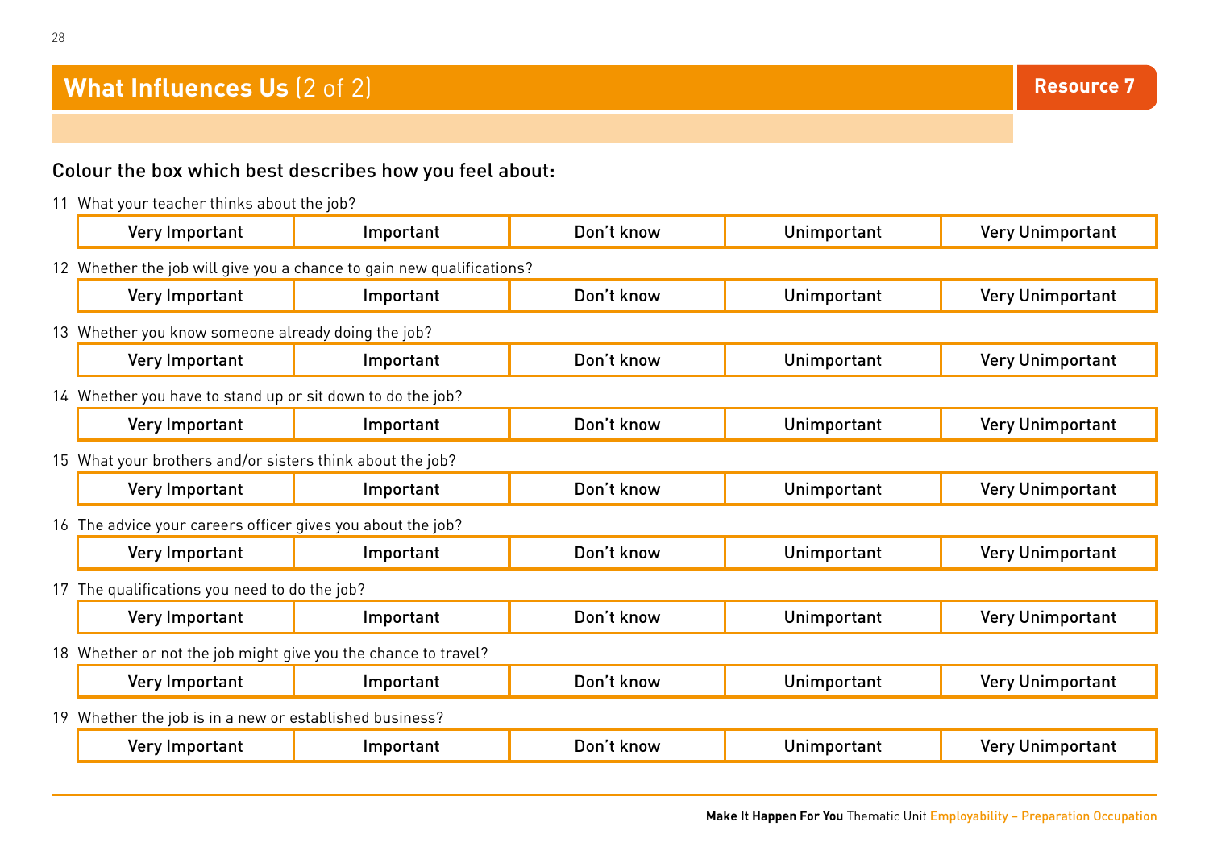# What Influences Us (2 of 2)

Resource 7

## Colour the box which best describes how you feel about:

11 What your teacher thinks about the job?

| Very Important | Important | Don't know | Unimportant | Very Unimportant |
|---|---|---|---|---|

12 Whether the job will give you a chance to gain new qualifications?

| Very Important | Important | Don't know | Unimportant | Very Unimportant |
|---|---|---|---|---|

13 Whether you know someone already doing the job?

| Very Important | Important | Don't know | Unimportant | Very Unimportant |
|---|---|---|---|---|

14 Whether you have to stand up or sit down to do the job?

| Very Important | Important | Don't know | Unimportant | Very Unimportant |
|---|---|---|---|---|

15 What your brothers and/or sisters think about the job?

| Very Important | Important | Don't know | Unimportant | Very Unimportant |
|---|---|---|---|---|

16 The advice your careers officer gives you about the job?

| Very Important | Important | Don't know | Unimportant | Very Unimportant |
|---|---|---|---|---|

17 The qualifications you need to do the job?

| Very Important | Important | Don't know | Unimportant | Very Unimportant |
|---|---|---|---|---|

18 Whether or not the job might give you the chance to travel?

| Very Important | Important | Don't know | Unimportant | Very Unimportant |
|---|---|---|---|---|

19 Whether the job is in a new or established business?

| Very Important | Important | Don't know | Unimportant | Very Unimportant |
|---|---|---|---|---|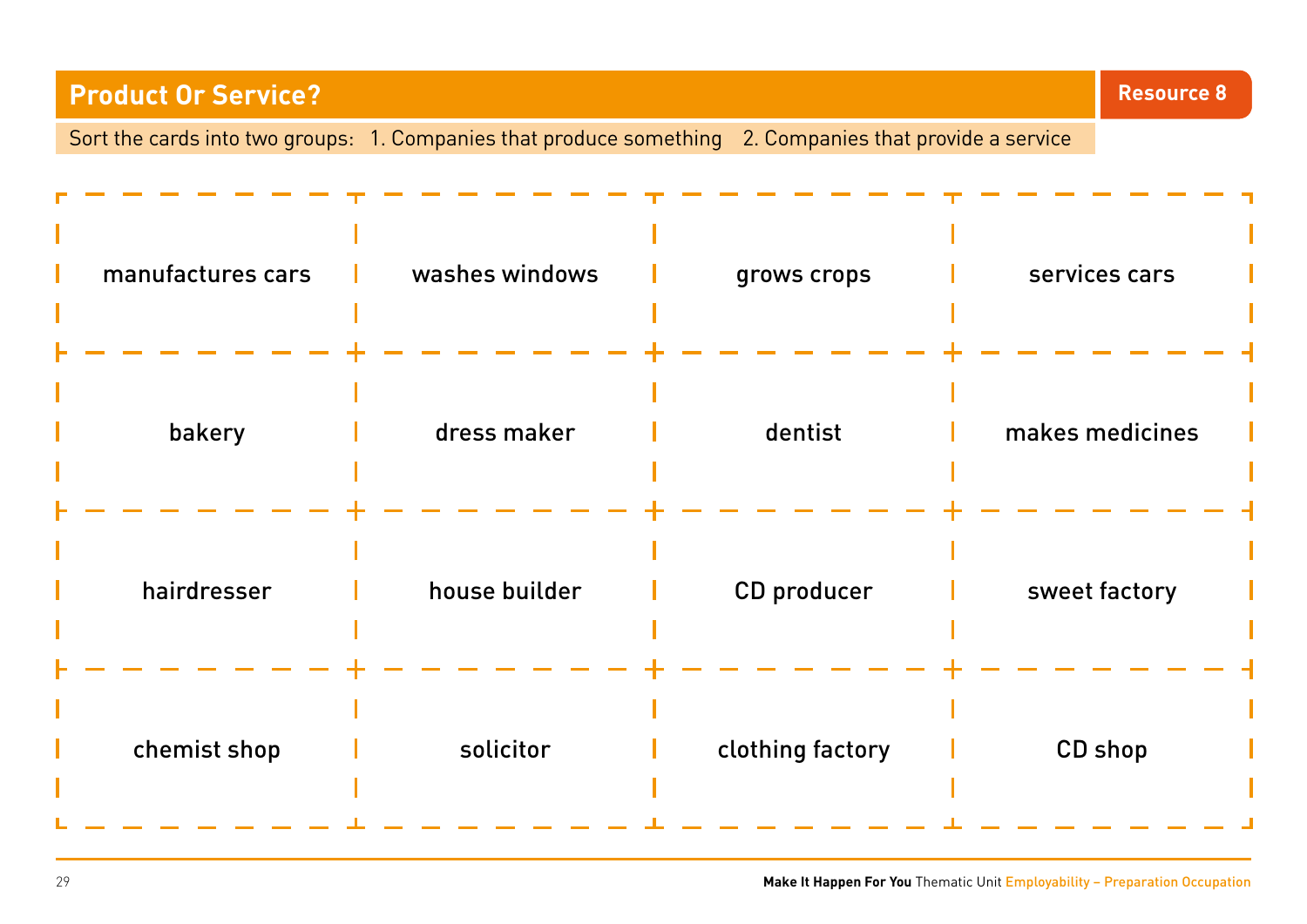## Product Or Service?

**Resource 8**

Sort the cards into two groups: 1. Companies that produce something 2. Companies that provide a service

| | | | |
|---|---|---|---|
| manufactures cars | washes windows | grows crops | services cars |
| bakery | dress maker | dentist | makes medicines |
| hairdresser | house builder | CD producer | sweet factory |
| chemist shop | solicitor | clothing factory | CD shop |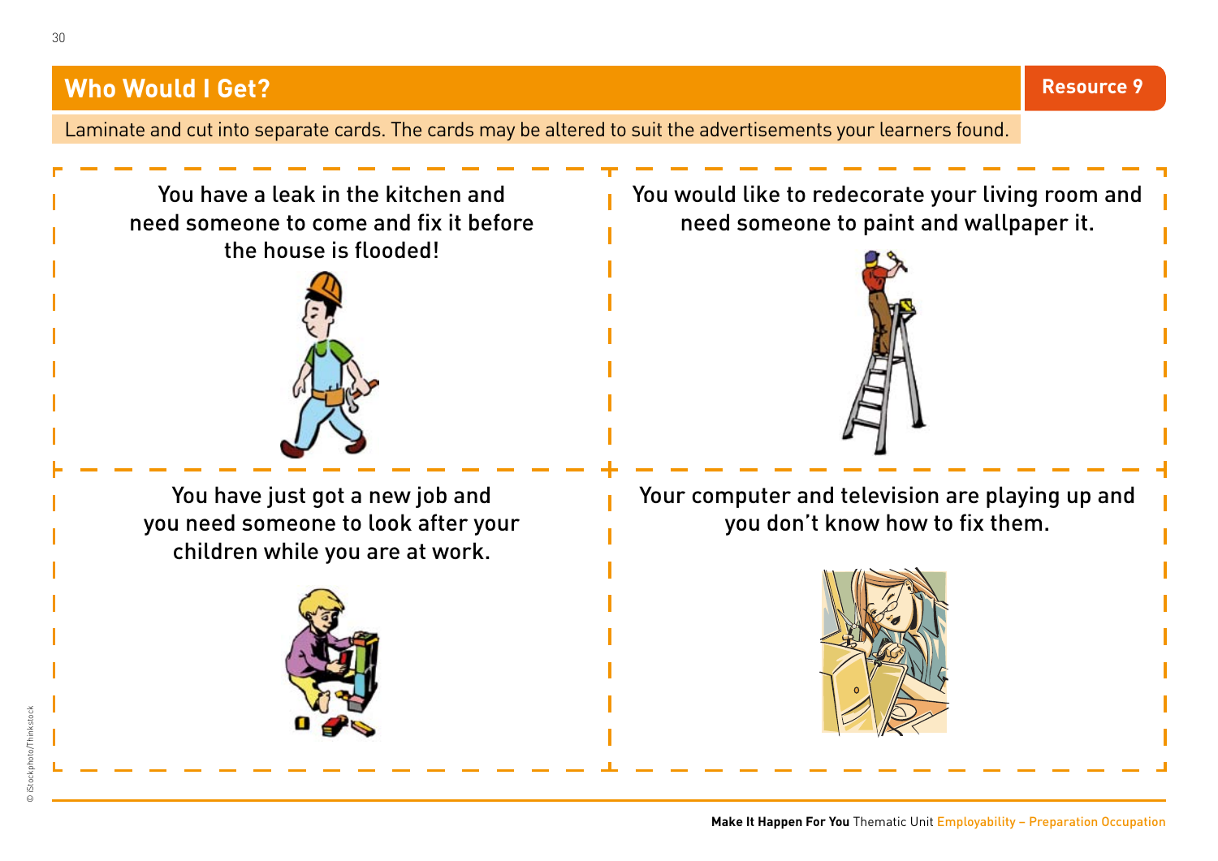## Who Would I Get?

**Resource 9**

Laminate and cut into separate cards. The cards may be altered to suit the advertisements your learners found.

| | |
|---|---|
| You have a leak in the kitchen and need someone to come and fix it before the house is flooded! | You would like to redecorate your living room and need someone to paint and wallpaper it. |
| You have just got a new job and you need someone to look after your children while you are at work. | Your computer and television are playing up and you don't know how to fix them. |

© iStockphoto/Thinkstock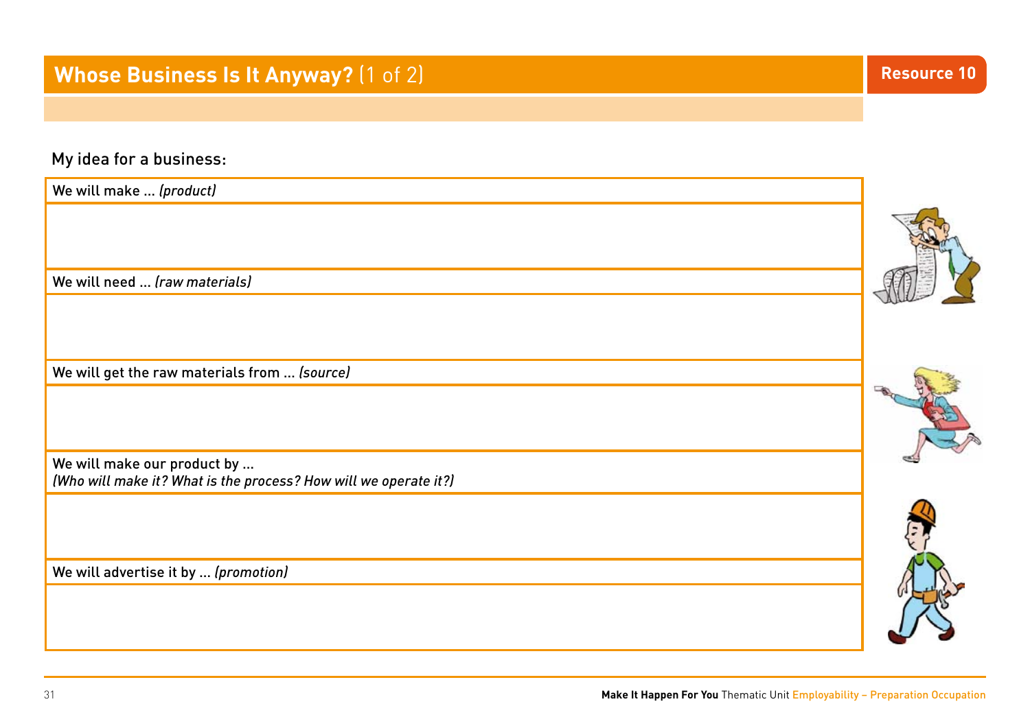# Whose Business Is It Anyway? (1 of 2)

Resource 10

My idea for a business:

| We will make ... *(product)* |
| --- |
| |
| We will need ... *(raw materials)* |
| |
| We will get the raw materials from ... *(source)* |
| |
| We will make our product by ... *(Who will make it? What is the process? How will we operate it?)* |
| |
| We will advertise it by ... *(promotion)* |
| |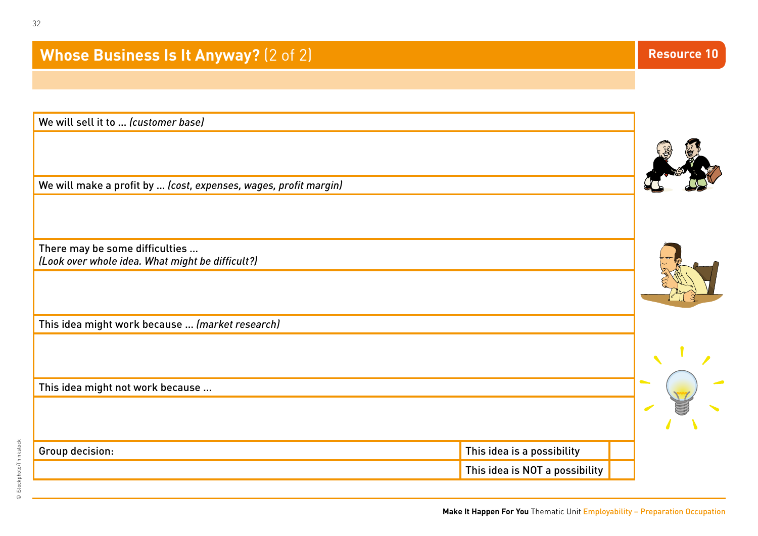# Whose Business Is It Anyway? (2 of 2)

**Resource 10**

| We will sell it to … *(customer base)* | | |
|---|---|---|
| | | |
| **We will make a profit by …** *(cost, expenses, wages, profit margin)* | | |
| | | |
| **There may be some difficulties …** *(Look over whole idea. What might be difficult?)* | | |
| | | |
| **This idea might work because …** *(market research)* | | |
| | | |
| **This idea might not work because …** | | |
| | | |
| Group decision: | This idea is a possibility | |
| | This idea is NOT a possibility | |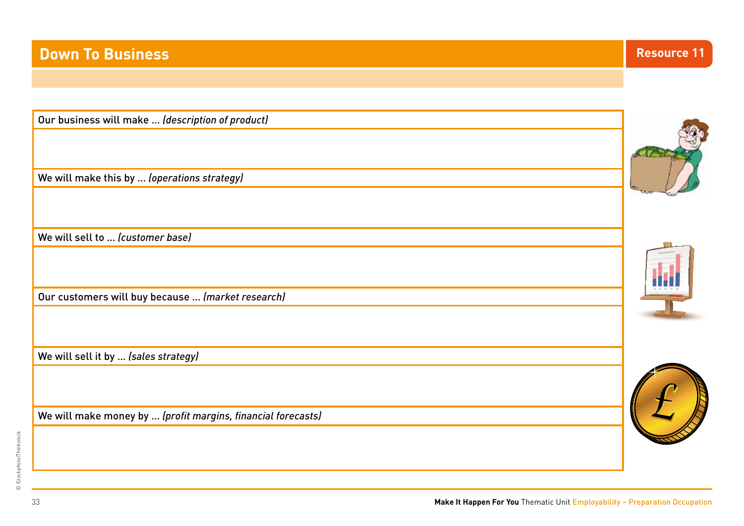# Down To Business

Resource 11

| Our business will make … *(description of product)* |
|---|
| |
| We will make this by … *(operations strategy)* |
| |
| We will sell to … *(customer base)* |
| |
| Our customers will buy because … *(market research)* |
| |
| We will sell it by … *(sales strategy)* |
| |
| We will make money by … *(profit margins, financial forecasts)* |
| |

© iStockphoto/Thinkstock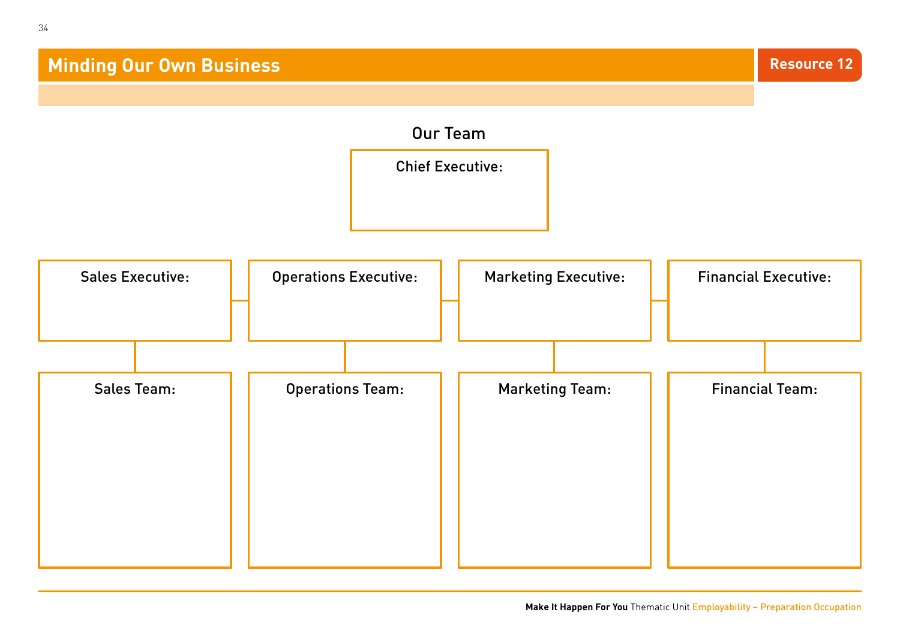# Minding Our Own Business

**Resource 12**

## Our Team

**Chief Executive:**

| Sales Executive: | Operations Executive: | Marketing Executive: | Financial Executive: |
|---|---|---|---|
| | | | |

| Sales Team: | Operations Team: | Marketing Team: | Financial Team: |
|---|---|---|---|
| | | | |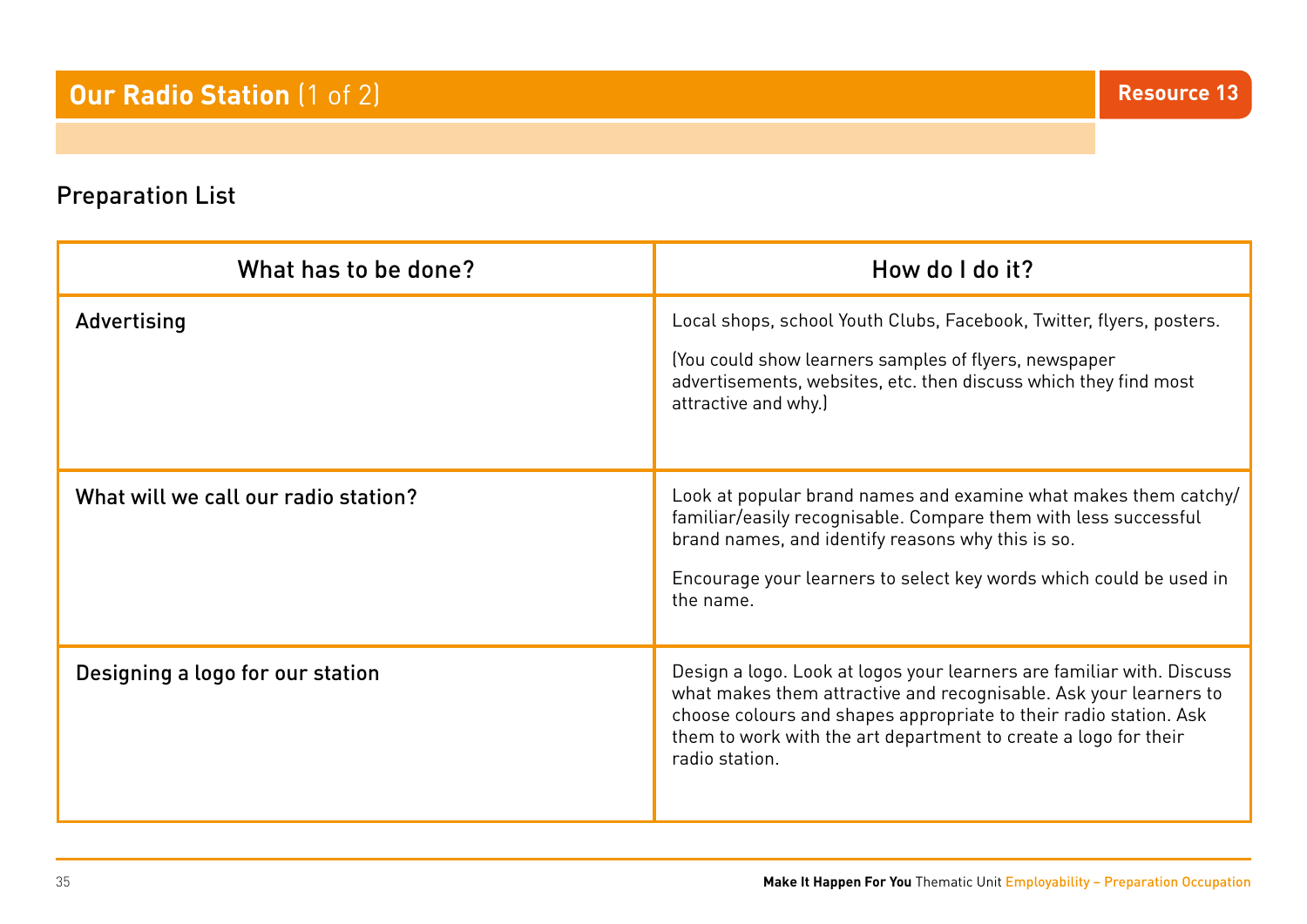# Our Radio Station (1 of 2)

Resource 13

## Preparation List

| What has to be done? | How do I do it? |
| --- | --- |
| Advertising | Local shops, school Youth Clubs, Facebook, Twitter, flyers, posters.<br><br>(You could show learners samples of flyers, newspaper advertisements, websites, etc. then discuss which they find most attractive and why.) |
| What will we call our radio station? | Look at popular brand names and examine what makes them catchy/familiar/easily recognisable. Compare them with less successful brand names, and identify reasons why this is so.<br><br>Encourage your learners to select key words which could be used in the name. |
| Designing a logo for our station | Design a logo. Look at logos your learners are familiar with. Discuss what makes them attractive and recognisable. Ask your learners to choose colours and shapes appropriate to their radio station. Ask them to work with the art department to create a logo for their radio station. |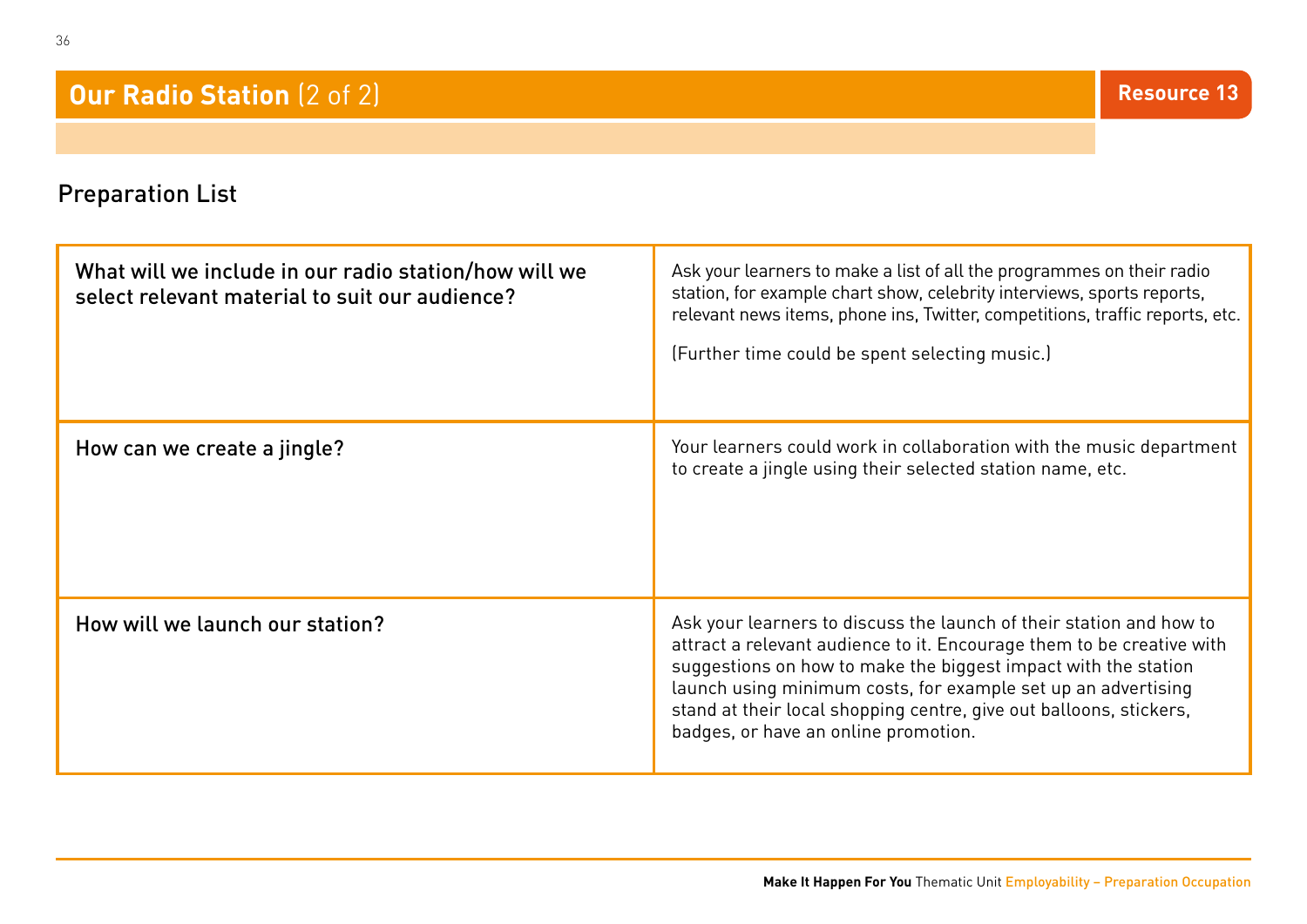# Our Radio Station (2 of 2)

Resource 13

## Preparation List

| | |
|---|---|
| What will we include in our radio station/how will we select relevant material to suit our audience? | Ask your learners to make a list of all the programmes on their radio station, for example chart show, celebrity interviews, sports reports, relevant news items, phone ins, Twitter, competitions, traffic reports, etc. (Further time could be spent selecting music.) |
| How can we create a jingle? | Your learners could work in collaboration with the music department to create a jingle using their selected station name, etc. |
| How will we launch our station? | Ask your learners to discuss the launch of their station and how to attract a relevant audience to it. Encourage them to be creative with suggestions on how to make the biggest impact with the station launch using minimum costs, for example set up an advertising stand at their local shopping centre, give out balloons, stickers, badges, or have an online promotion. |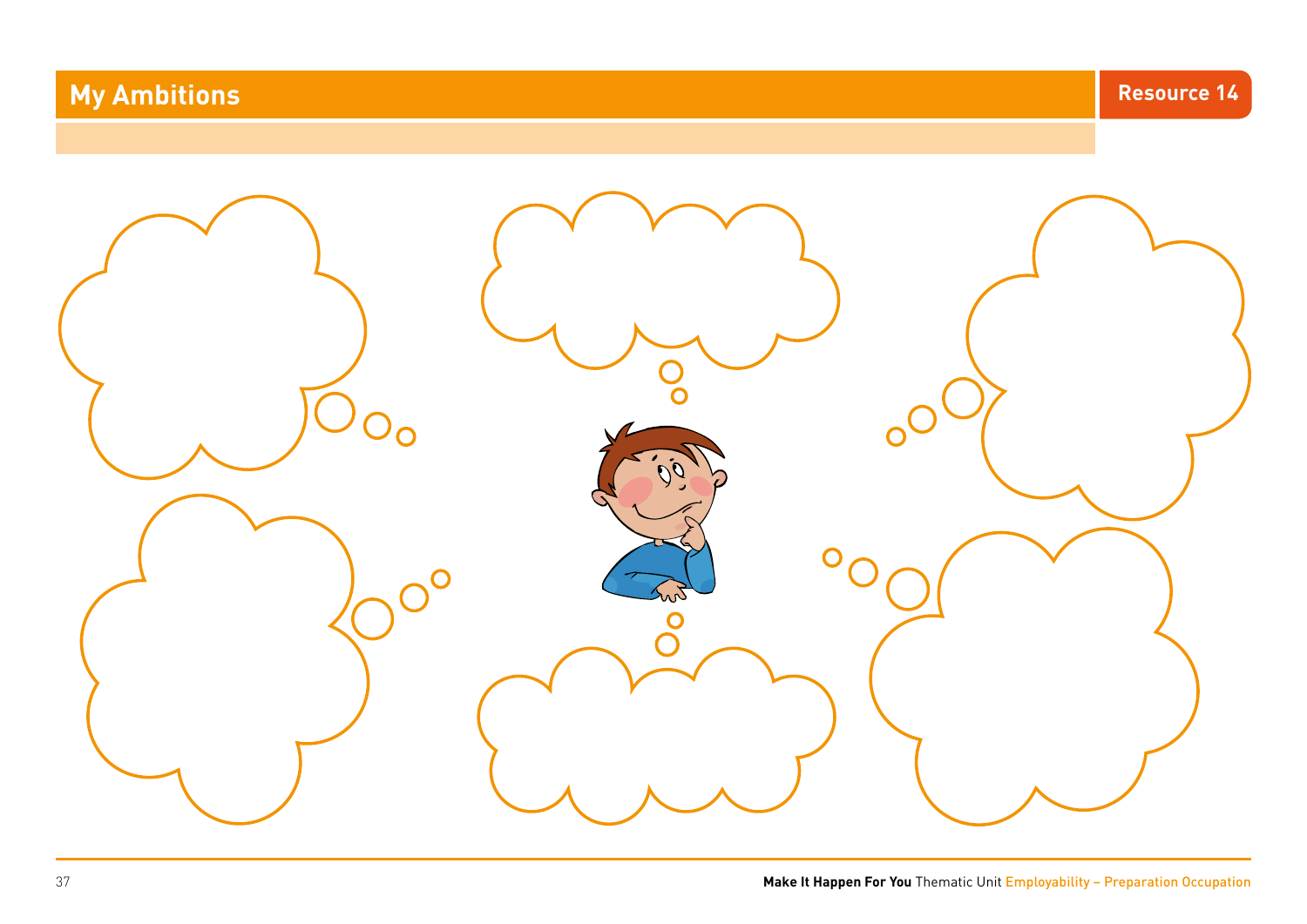## My Ambitions

Resource 14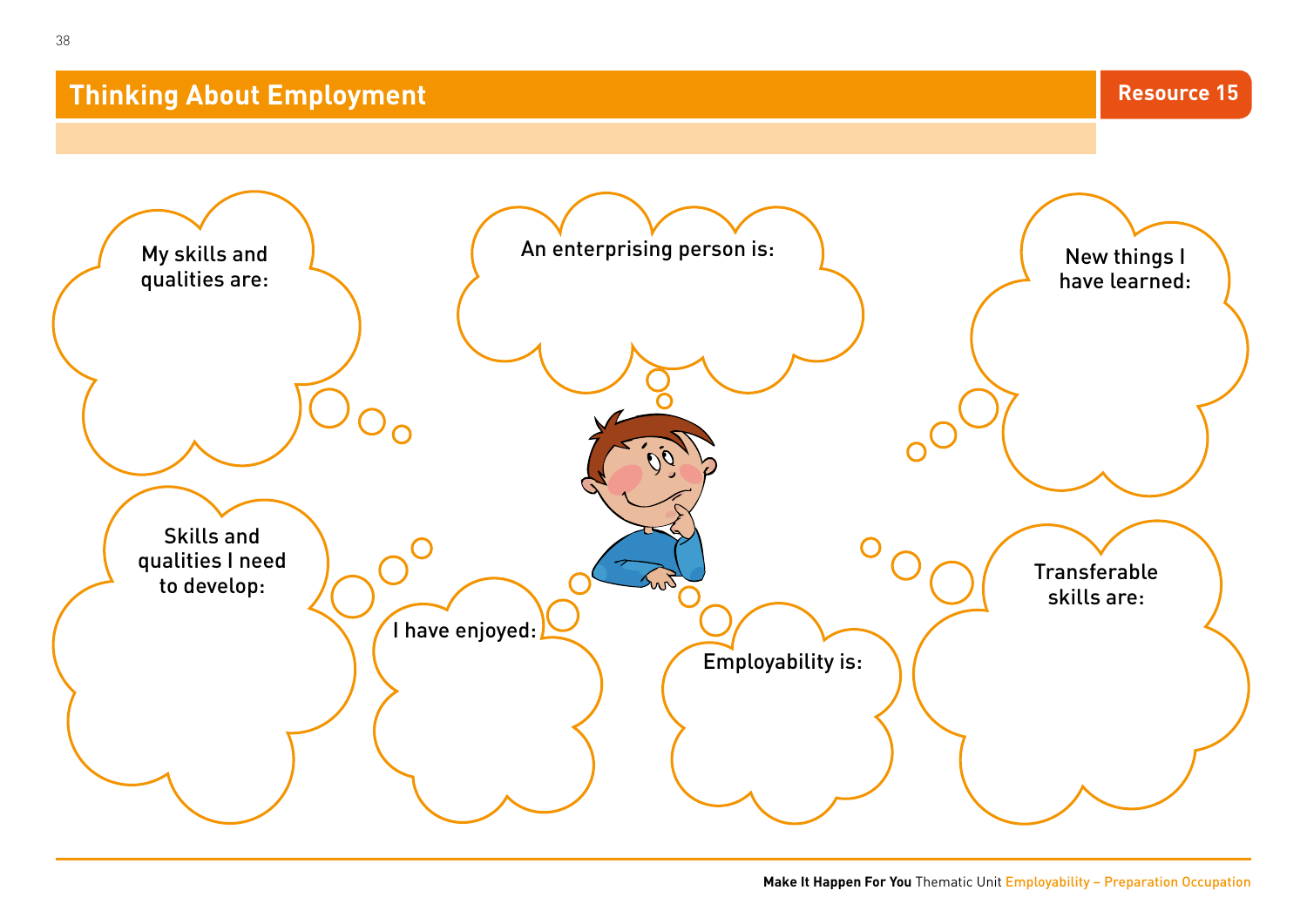# Thinking About Employment

Resource 15

My skills and qualities are:

An enterprising person is:

New things I have learned:

Skills and qualities I need to develop:

I have enjoyed:

Employability is:

Transferable skills are: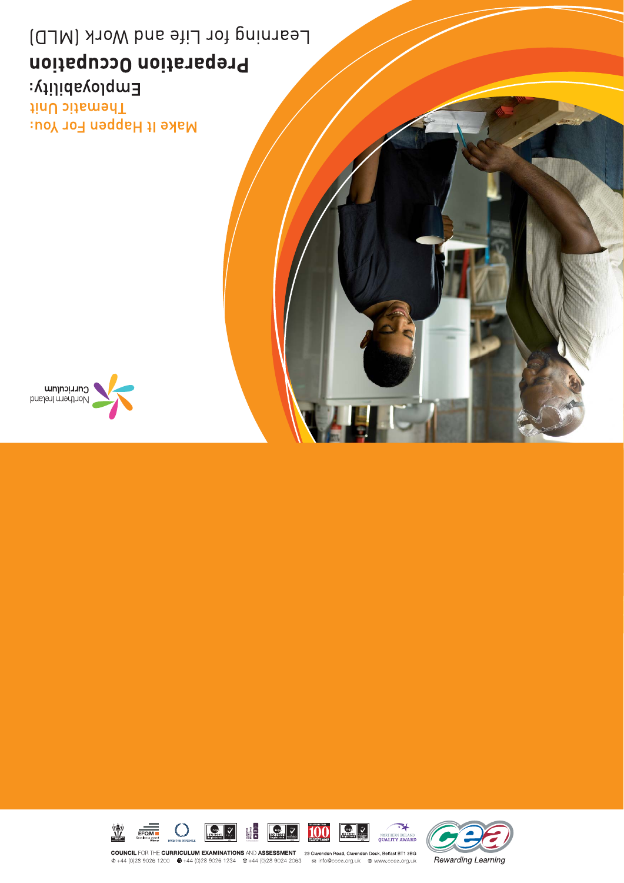Make it Happen For You:
Thematic Unit

Employability:

**Preparation Occupation**

Learning for Life and Work (MLD)

Northern Ireland Curriculum

COUNCIL FOR THE CURRICULUM EXAMINATIONS AND ASSESSMENT 29 Clarendon Road, Clarendon Dock, Belfast BT1 3BG
✆ +44 (0)28 9026 1200 +44 (0)28 9026 1234 +44 (0)28 9024 2063 info@ccea.org.uk www.ccea.org.uk

Rewarding Learning